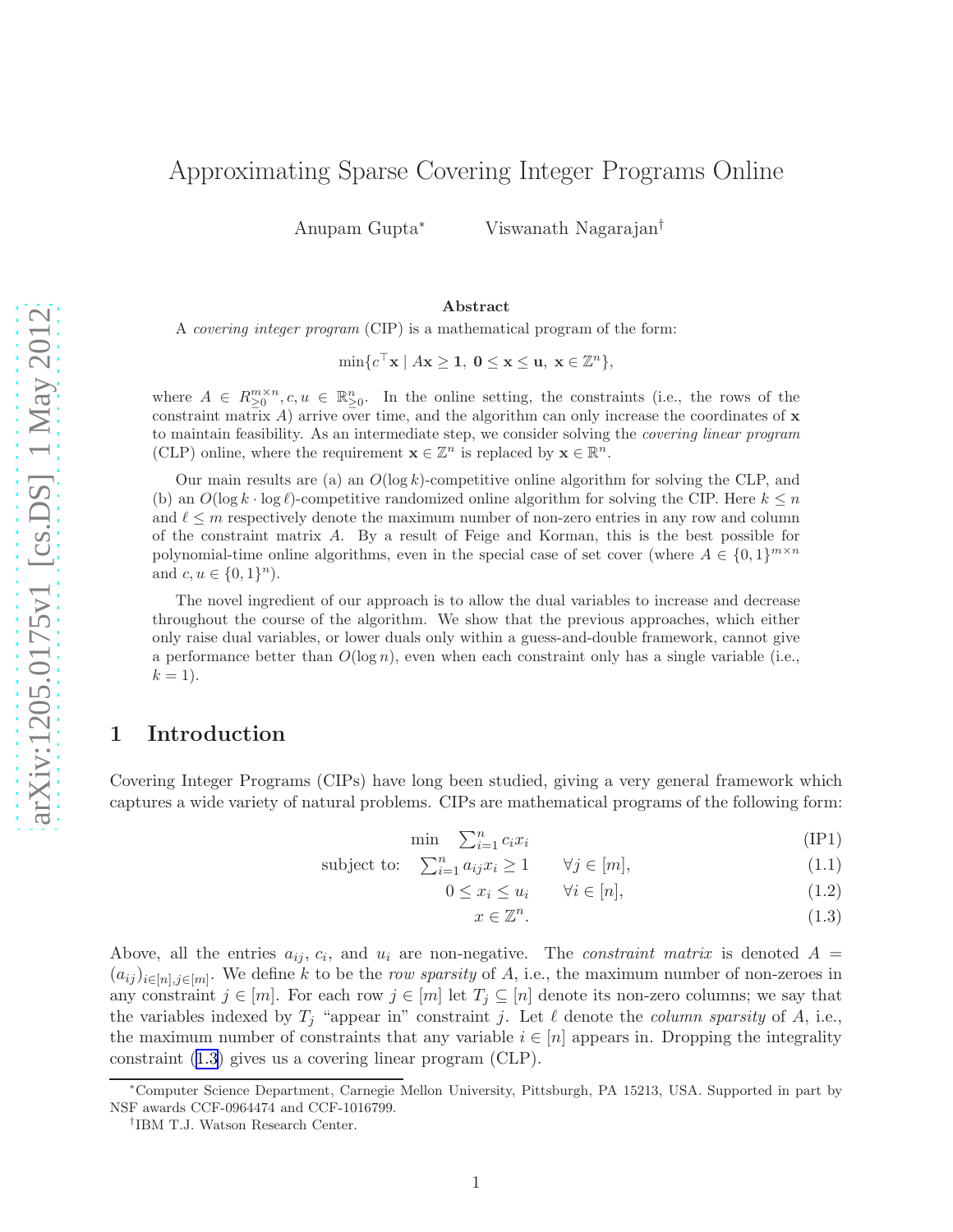# Approximating Sparse Covering Integer Programs Online

Anupam Gupta[*] Viswanath Nagarajan[†]

### Abstract

A *covering integer program* (CIP) is a mathematical program of the form:

$$\min\{c^\top \mathbf{x} \mid A\mathbf{x} \geq \mathbf{1},\ \mathbf{0} \leq \mathbf{x} \leq \mathbf{u},\ \mathbf{x} \in \mathbb{Z}^n\},$$

where $A \in R_{\geq 0}^{m \times n}, c, u \in \mathbb{R}_{\geq 0}^n$. In the online setting, the constraints (i.e., the rows of the constraint matrix $A$) arrive over time, and the algorithm can only increase the coordinates of $\mathbf{x}$ to maintain feasibility. As an intermediate step, we consider solving the *covering linear program* (CLP) online, where the requirement $\mathbf{x} \in \mathbb{Z}^n$ is replaced by $\mathbf{x} \in \mathbb{R}^n$.

Our main results are (a) an $O(\log k)$-competitive online algorithm for solving the CLP, and (b) an $O(\log k \cdot \log \ell)$-competitive randomized online algorithm for solving the CIP. Here $k \leq n$ and $\ell \leq m$ respectively denote the maximum number of non-zero entries in any row and column of the constraint matrix $A$. By a result of Feige and Korman, this is the best possible for polynomial-time online algorithms, even in the special case of set cover (where $A \in \{0,1\}^{m \times n}$ and $c, u \in \{0,1\}^n$).

The novel ingredient of our approach is to allow the dual variables to increase and decrease throughout the course of the algorithm. We show that the previous approaches, which either only raise dual variables, or lower duals only within a guess-and-double framework, cannot give a performance better than $O(\log n)$, even when each constraint only has a single variable (i.e., $k = 1$).

## 1 Introduction

Covering Integer Programs (CIPs) have long been studied, giving a very general framework which captures a wide variety of natural problems. CIPs are mathematical programs of the following form:

$$\min \quad \sum_{i=1}^n c_i x_i \tag{IP1}$$

$$\text{subject to:} \quad \sum_{i=1}^n a_{ij} x_i \geq 1 \qquad \forall j \in [m], \tag{1.1}$$

$$0 \leq x_i \leq u_i \qquad \forall i \in [n], \tag{1.2}$$

$$x \in \mathbb{Z}^n. \tag{1.3}$$

Above, all the entries $a_{ij}$, $c_i$, and $u_i$ are non-negative. The *constraint matrix* is denoted $A = (a_{ij})_{i \in [n], j \in [m]}$. We define $k$ to be the *row sparsity* of $A$, i.e., the maximum number of non-zeroes in any constraint $j \in [m]$. For each row $j \in [m]$ let $T_j \subseteq [n]$ denote its non-zero columns; we say that the variables indexed by $T_j$ "appear in" constraint $j$. Let $\ell$ denote the *column sparsity* of $A$, i.e., the maximum number of constraints that any variable $i \in [n]$ appears in. Dropping the integrality constraint (1.3) gives us a covering linear program (CLP).

---

[*] Computer Science Department, Carnegie Mellon University, Pittsburgh, PA 15213, USA. Supported in part by NSF awards CCF-0964474 and CCF-1016799.

[†] IBM T.J. Watson Research Center.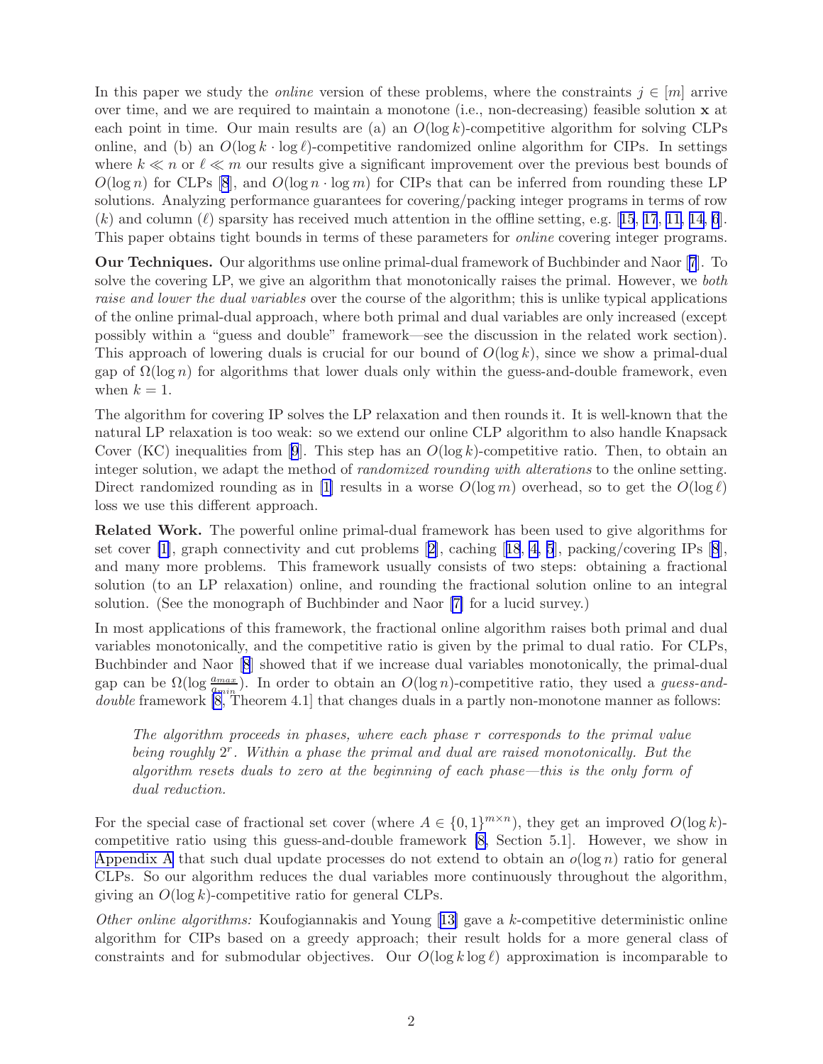In this paper we study the *online* version of these problems, where the constraints $j \in [m]$ arrive over time, and we are required to maintain a monotone (i.e., non-decreasing) feasible solution $\mathbf{x}$ at each point in time. Our main results are (a) an $O(\log k)$-competitive algorithm for solving CLPs online, and (b) an $O(\log k \cdot \log \ell)$-competitive randomized online algorithm for CIPs. In settings where $k \ll n$ or $\ell \ll m$ our results give a significant improvement over the previous best bounds of $O(\log n)$ for CLPs [8], and $O(\log n \cdot \log m)$ for CIPs that can be inferred from rounding these LP solutions. Analyzing performance guarantees for covering/packing integer programs in terms of row ($k$) and column ($\ell$) sparsity has received much attention in the offline setting, e.g. [15, 17, 11, 14, 6]. This paper obtains tight bounds in terms of these parameters for *online* covering integer programs.

**Our Techniques.** Our algorithms use online primal-dual framework of Buchbinder and Naor [7]. To solve the covering LP, we give an algorithm that monotonically raises the primal. However, we *both raise and lower the dual variables* over the course of the algorithm; this is unlike typical applications of the online primal-dual approach, where both primal and dual variables are only increased (except possibly within a "guess and double" framework—see the discussion in the related work section). This approach of lowering duals is crucial for our bound of $O(\log k)$, since we show a primal-dual gap of $\Omega(\log n)$ for algorithms that lower duals only within the guess-and-double framework, even when $k = 1$.

The algorithm for covering IP solves the LP relaxation and then rounds it. It is well-known that the natural LP relaxation is too weak: so we extend our online CLP algorithm to also handle Knapsack Cover (KC) inequalities from [9]. This step has an $O(\log k)$-competitive ratio. Then, to obtain an integer solution, we adapt the method of *randomized rounding with alterations* to the online setting. Direct randomized rounding as in [1] results in a worse $O(\log m)$ overhead, so to get the $O(\log \ell)$ loss we use this different approach.

**Related Work.** The powerful online primal-dual framework has been used to give algorithms for set cover [1], graph connectivity and cut problems [2], caching [18, 4, 5], packing/covering IPs [8], and many more problems. This framework usually consists of two steps: obtaining a fractional solution (to an LP relaxation) online, and rounding the fractional solution online to an integral solution. (See the monograph of Buchbinder and Naor [7] for a lucid survey.)

In most applications of this framework, the fractional online algorithm raises both primal and dual variables monotonically, and the competitive ratio is given by the primal to dual ratio. For CLPs, Buchbinder and Naor [8] showed that if we increase dual variables monotonically, the primal-dual gap can be $\Omega(\log \frac{a_{max}}{a_{min}})$. In order to obtain an $O(\log n)$-competitive ratio, they used a *guess-and-double* framework [8, Theorem 4.1] that changes duals in a partly non-monotone manner as follows:

> *The algorithm proceeds in phases, where each phase $r$ corresponds to the primal value being roughly $2^r$. Within a phase the primal and dual are raised monotonically. But the algorithm resets duals to zero at the beginning of each phase—this is the only form of dual reduction.*

For the special case of fractional set cover (where $A \in \{0,1\}^{m\times n}$), they get an improved $O(\log k)$-competitive ratio using this guess-and-double framework [8, Section 5.1]. However, we show in Appendix A that such dual update processes do not extend to obtain an $o(\log n)$ ratio for general CLPs. So our algorithm reduces the dual variables more continuously throughout the algorithm, giving an $O(\log k)$-competitive ratio for general CLPs.

*Other online algorithms:* Koufogiannakis and Young [13] gave a $k$-competitive deterministic online algorithm for CIPs based on a greedy approach; their result holds for a more general class of constraints and for submodular objectives. Our $O(\log k \log \ell)$ approximation is incomparable to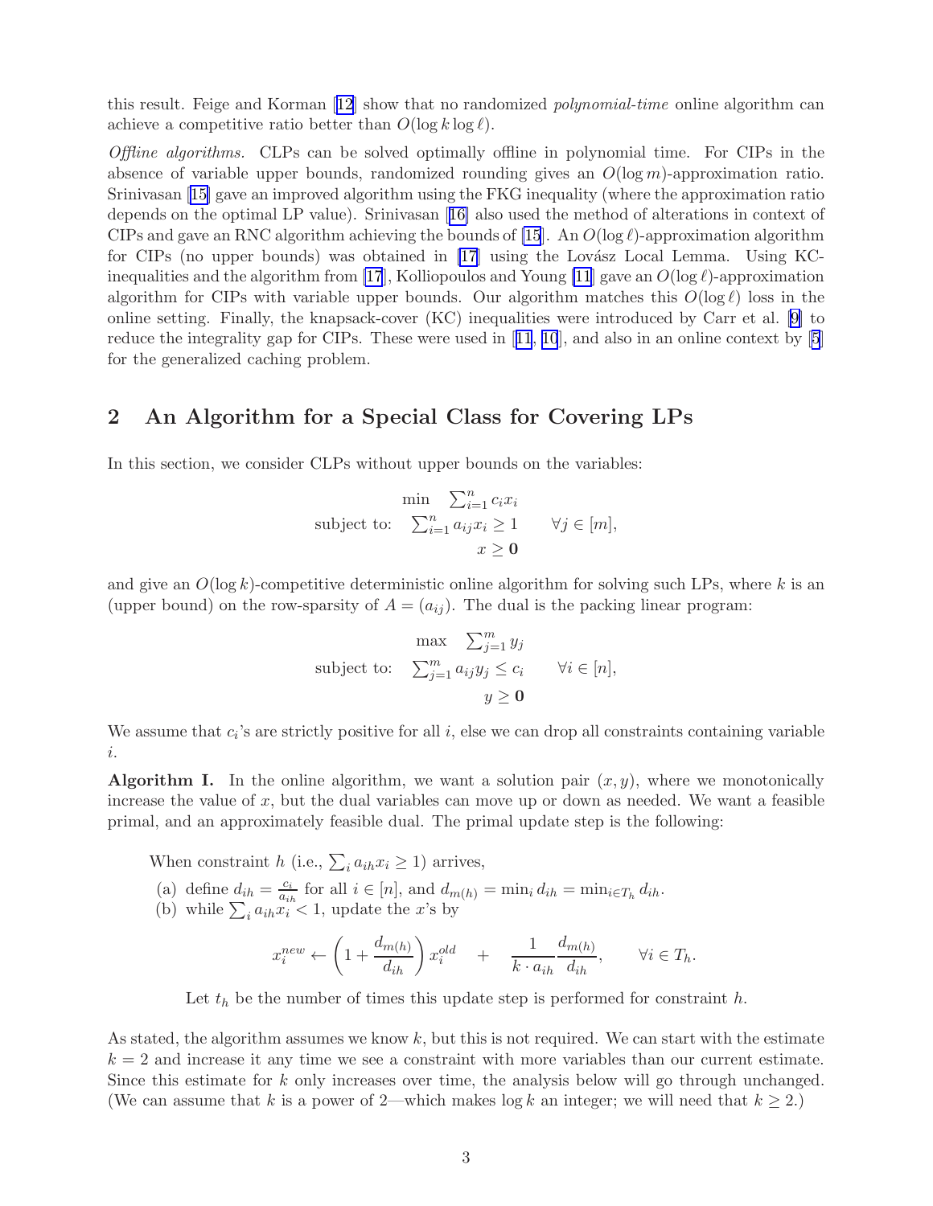this result. Feige and Korman [12] show that no randomized *polynomial-time* online algorithm can achieve a competitive ratio better than $O(\log k \log \ell)$.

*Offline algorithms.* CLPs can be solved optimally offline in polynomial time. For CIPs in the absence of variable upper bounds, randomized rounding gives an $O(\log m)$-approximation ratio. Srinivasan [15] gave an improved algorithm using the FKG inequality (where the approximation ratio depends on the optimal LP value). Srinivasan [16] also used the method of alterations in context of CIPs and gave an RNC algorithm achieving the bounds of [15]. An $O(\log \ell)$-approximation algorithm for CIPs (no upper bounds) was obtained in [17] using the Lovász Local Lemma. Using KC-inequalities and the algorithm from [17], Kolliopoulos and Young [11] gave an $O(\log \ell)$-approximation algorithm for CIPs with variable upper bounds. Our algorithm matches this $O(\log \ell)$ loss in the online setting. Finally, the knapsack-cover (KC) inequalities were introduced by Carr et al. [9] to reduce the integrality gap for CIPs. These were used in [11, 10], and also in an online context by [5] for the generalized caching problem.

## 2 An Algorithm for a Special Class for Covering LPs

In this section, we consider CLPs without upper bounds on the variables:

$$\begin{array}{rll} \min & \sum_{i=1}^n c_i x_i & \\ \text{subject to:} & \sum_{i=1}^n a_{ij} x_i \geq 1 & \forall j \in [m], \\ & x \geq \mathbf{0} & \end{array}$$

and give an $O(\log k)$-competitive deterministic online algorithm for solving such LPs, where $k$ is an (upper bound) on the row-sparsity of $A = (a_{ij})$. The dual is the packing linear program:

$$\begin{array}{rll} \max & \sum_{j=1}^m y_j & \\ \text{subject to:} & \sum_{j=1}^m a_{ij} y_j \leq c_i & \forall i \in [n], \\ & y \geq \mathbf{0} & \end{array}$$

We assume that $c_i$'s are strictly positive for all $i$, else we can drop all constraints containing variable $i$.

**Algorithm I.** In the online algorithm, we want a solution pair $(x, y)$, where we monotonically increase the value of $x$, but the dual variables can move up or down as needed. We want a feasible primal, and an approximately feasible dual. The primal update step is the following:

When constraint $h$ (i.e., $\sum_i a_{ih} x_i \geq 1$) arrives,

(a) define $d_{ih} = \frac{c_i}{a_{ih}}$ for all $i \in [n]$, and $d_{m(h)} = \min_i d_{ih} = \min_{i \in T_h} d_{ih}$.

(b) while $\sum_i a_{ih} x_i < 1$, update the $x$'s by

$$x_i^{new} \leftarrow \left(1 + \frac{d_{m(h)}}{d_{ih}}\right) x_i^{old} \quad + \quad \frac{1}{k \cdot a_{ih}} \frac{d_{m(h)}}{d_{ih}}, \qquad \forall i \in T_h.$$

Let $t_h$ be the number of times this update step is performed for constraint $h$.

As stated, the algorithm assumes we know $k$, but this is not required. We can start with the estimate $k = 2$ and increase it any time we see a constraint with more variables than our current estimate. Since this estimate for $k$ only increases over time, the analysis below will go through unchanged. (We can assume that $k$ is a power of 2—which makes $\log k$ an integer; we will need that $k \geq 2$.)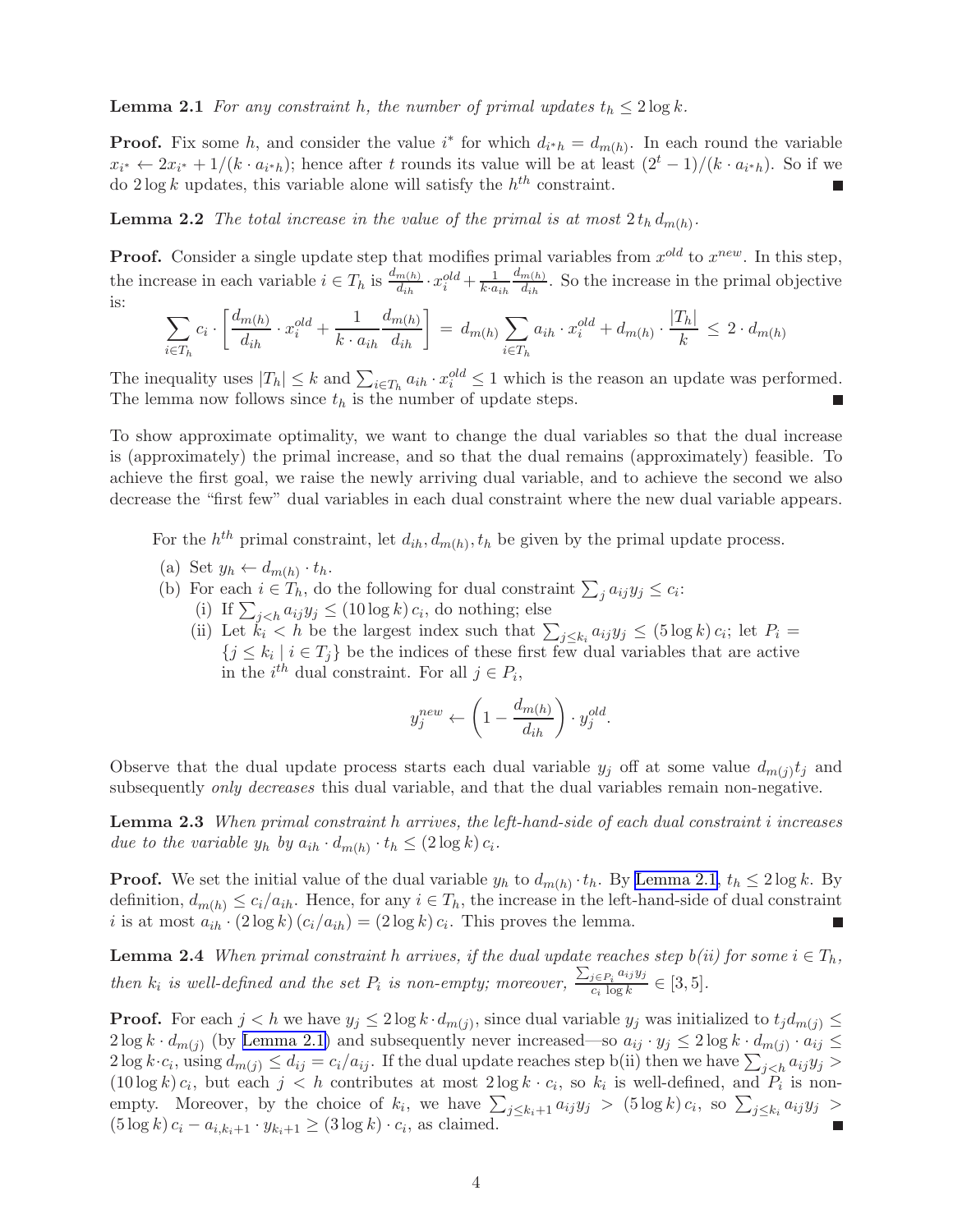**Lemma 2.1** *For any constraint $h$, the number of primal updates $t_h \leq 2 \log k$.*

**Proof.** Fix some $h$, and consider the value $i^*$ for which $d_{i^*h} = d_{m(h)}$. In each round the variable $x_{i^*} \leftarrow 2x_{i^*} + 1/(k \cdot a_{i^*h})$; hence after $t$ rounds its value will be at least $(2^t - 1)/(k \cdot a_{i^*h})$. So if we do $2 \log k$ updates, this variable alone will satisfy the $h^{th}$ constraint. ∎

**Lemma 2.2** *The total increase in the value of the primal is at most $2\, t_h\, d_{m(h)}$.*

**Proof.** Consider a single update step that modifies primal variables from $x^{old}$ to $x^{new}$. In this step, the increase in each variable $i \in T_h$ is $\frac{d_{m(h)}}{d_{ih}} \cdot x_i^{old} + \frac{1}{k \cdot a_{ih}} \frac{d_{m(h)}}{d_{ih}}$. So the increase in the primal objective is:

$$\sum_{i \in T_h} c_i \cdot \left[ \frac{d_{m(h)}}{d_{ih}} \cdot x_i^{old} + \frac{1}{k \cdot a_{ih}} \frac{d_{m(h)}}{d_{ih}} \right] \;=\; d_{m(h)} \sum_{i \in T_h} a_{ih} \cdot x_i^{old} + d_{m(h)} \cdot \frac{|T_h|}{k} \;\leq\; 2 \cdot d_{m(h)}$$

The inequality uses $|T_h| \leq k$ and $\sum_{i \in T_h} a_{ih} \cdot x_i^{old} \leq 1$ which is the reason an update was performed. The lemma now follows since $t_h$ is the number of update steps. ∎

To show approximate optimality, we want to change the dual variables so that the dual increase is (approximately) the primal increase, and so that the dual remains (approximately) feasible. To achieve the first goal, we raise the newly arriving dual variable, and to achieve the second we also decrease the "first few" dual variables in each dual constraint where the new dual variable appears.

> For the $h^{th}$ primal constraint, let $d_{ih}, d_{m(h)}, t_h$ be given by the primal update process.
>
> (a) Set $y_h \leftarrow d_{m(h)} \cdot t_h$.
>
> (b) For each $i \in T_h$, do the following for dual constraint $\sum_j a_{ij} y_j \leq c_i$:
>
> (i) If $\sum_{j<h} a_{ij} y_j \leq (10 \log k)\, c_i$, do nothing; else
>
> (ii) Let $k_i < h$ be the largest index such that $\sum_{j \leq k_i} a_{ij} y_j \leq (5 \log k)\, c_i$; let $P_i = \{ j \leq k_i \mid i \in T_j \}$ be the indices of these first few dual variables that are active in the $i^{th}$ dual constraint. For all $j \in P_i$,
>
> $$y_j^{new} \leftarrow \left(1 - \frac{d_{m(h)}}{d_{ih}}\right) \cdot y_j^{old}.$$

Observe that the dual update process starts each dual variable $y_j$ off at some value $d_{m(j)} t_j$ and subsequently *only decreases* this dual variable, and that the dual variables remain non-negative.

**Lemma 2.3** *When primal constraint $h$ arrives, the left-hand-side of each dual constraint $i$ increases due to the variable $y_h$ by $a_{ih} \cdot d_{m(h)} \cdot t_h \leq (2 \log k)\, c_i$.*

**Proof.** We set the initial value of the dual variable $y_h$ to $d_{m(h)} \cdot t_h$. By Lemma 2.1, $t_h \leq 2 \log k$. By definition, $d_{m(h)} \leq c_i / a_{ih}$. Hence, for any $i \in T_h$, the increase in the left-hand-side of dual constraint $i$ is at most $a_{ih} \cdot (2 \log k)\,(c_i / a_{ih}) = (2 \log k)\, c_i$. This proves the lemma. ∎

**Lemma 2.4** *When primal constraint $h$ arrives, if the dual update reaches step b(ii) for some $i \in T_h$, then $k_i$ is well-defined and the set $P_i$ is non-empty; moreover, $\frac{\sum_{j \in P_i} a_{ij} y_j}{c_i \log k} \in [3, 5]$.*

**Proof.** For each $j < h$ we have $y_j \leq 2 \log k \cdot d_{m(j)}$, since dual variable $y_j$ was initialized to $t_j d_{m(j)} \leq 2 \log k \cdot d_{m(j)}$ (by Lemma 2.1) and subsequently never increased—so $a_{ij} \cdot y_j \leq 2 \log k \cdot d_{m(j)} \cdot a_{ij} \leq 2 \log k \cdot c_i$, using $d_{m(j)} \leq d_{ij} = c_i / a_{ij}$. If the dual update reaches step b(ii) then we have $\sum_{j<h} a_{ij} y_j > (10 \log k)\, c_i$, but each $j < h$ contributes at most $2 \log k \cdot c_i$, so $k_i$ is well-defined, and $P_i$ is non-empty. Moreover, by the choice of $k_i$, we have $\sum_{j \leq k_i + 1} a_{ij} y_j > (5 \log k)\, c_i$, so $\sum_{j \leq k_i} a_{ij} y_j > (5 \log k)\, c_i - a_{i, k_i+1} \cdot y_{k_i+1} \geq (3 \log k) \cdot c_i$, as claimed. ∎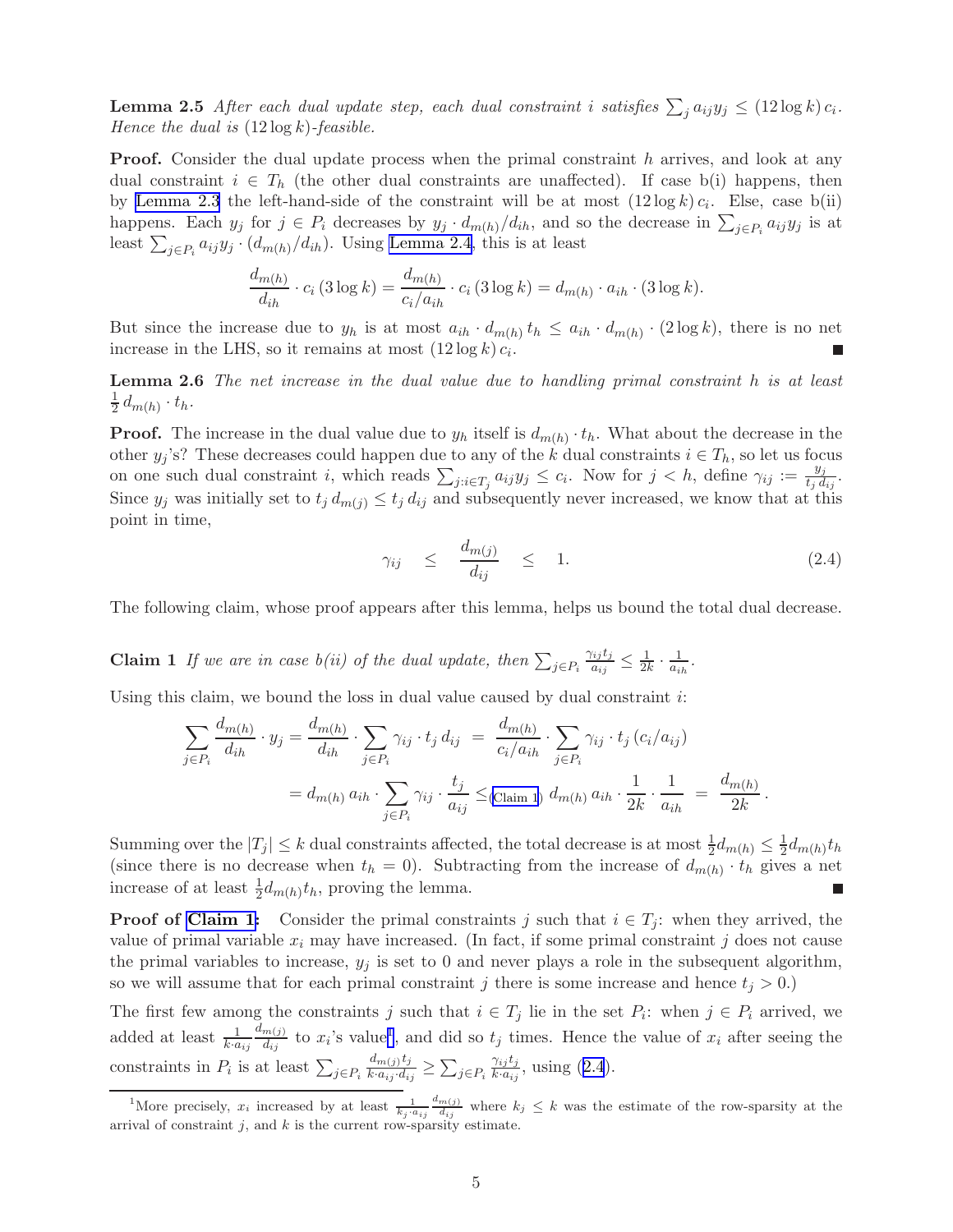**Lemma 2.5** *After each dual update step, each dual constraint $i$ satisfies $\sum_j a_{ij} y_j \leq (12 \log k)\, c_i$. Hence the dual is $(12 \log k)$-feasible.*

**Proof.** Consider the dual update process when the primal constraint $h$ arrives, and look at any dual constraint $i \in T_h$ (the other dual constraints are unaffected). If case b(i) happens, then by Lemma 2.3 the left-hand-side of the constraint will be at most $(12 \log k)\, c_i$. Else, case b(ii) happens. Each $y_j$ for $j \in P_i$ decreases by $y_j \cdot d_{m(h)}/d_{ih}$, and so the decrease in $\sum_{j \in P_i} a_{ij} y_j$ is at least $\sum_{j \in P_i} a_{ij} y_j \cdot (d_{m(h)}/d_{ih})$. Using Lemma 2.4, this is at least

$$\frac{d_{m(h)}}{d_{ih}} \cdot c_i\,(3 \log k) = \frac{d_{m(h)}}{c_i/a_{ih}} \cdot c_i\,(3 \log k) = d_{m(h)} \cdot a_{ih} \cdot (3 \log k).$$

But since the increase due to $y_h$ is at most $a_{ih} \cdot d_{m(h)}\, t_h \leq a_{ih} \cdot d_{m(h)} \cdot (2 \log k)$, there is no net increase in the LHS, so it remains at most $(12 \log k)\, c_i$. ■

**Lemma 2.6** *The net increase in the dual value due to handling primal constraint $h$ is at least $\frac{1}{2}\, d_{m(h)} \cdot t_h$.*

**Proof.** The increase in the dual value due to $y_h$ itself is $d_{m(h)} \cdot t_h$. What about the decrease in the other $y_j$'s? These decreases could happen due to any of the $k$ dual constraints $i \in T_h$, so let us focus on one such dual constraint $i$, which reads $\sum_{j: i \in T_j} a_{ij} y_j \leq c_i$. Now for $j < h$, define $\gamma_{ij} := \frac{y_j}{t_j\, d_{ij}}$. Since $y_j$ was initially set to $t_j\, d_{m(j)} \leq t_j\, d_{ij}$ and subsequently never increased, we know that at this point in time,

$$\gamma_{ij} \quad \leq \quad \frac{d_{m(j)}}{d_{ij}} \quad \leq \quad 1. \tag{2.4}$$

The following claim, whose proof appears after this lemma, helps us bound the total dual decrease.

**Claim 1** *If we are in case b(ii) of the dual update, then $\sum_{j \in P_i} \frac{\gamma_{ij} t_j}{a_{ij}} \leq \frac{1}{2k} \cdot \frac{1}{a_{ih}}$.*

Using this claim, we bound the loss in dual value caused by dual constraint $i$:

$$\begin{aligned}
\sum_{j \in P_i} \frac{d_{m(h)}}{d_{ih}} \cdot y_j = \frac{d_{m(h)}}{d_{ih}} \cdot \sum_{j \in P_i} \gamma_{ij} \cdot t_j\, d_{ij} \;&=\; \frac{d_{m(h)}}{c_i/a_{ih}} \cdot \sum_{j \in P_i} \gamma_{ij} \cdot t_j\,(c_i/a_{ij}) \\
&= d_{m(h)}\, a_{ih} \cdot \sum_{j \in P_i} \gamma_{ij} \cdot \frac{t_j}{a_{ij}} \leq_{(\text{Claim 1})} d_{m(h)}\, a_{ih} \cdot \frac{1}{2k} \cdot \frac{1}{a_{ih}} \;=\; \frac{d_{m(h)}}{2k}.
\end{aligned}$$

Summing over the $|T_j| \leq k$ dual constraints affected, the total decrease is at most $\frac{1}{2} d_{m(h)} \leq \frac{1}{2} d_{m(h)} t_h$ (since there is no decrease when $t_h = 0$). Subtracting from the increase of $d_{m(h)} \cdot t_h$ gives a net increase of at least $\frac{1}{2} d_{m(h)} t_h$, proving the lemma. ■

**Proof of Claim 1:** Consider the primal constraints $j$ such that $i \in T_j$: when they arrived, the value of primal variable $x_i$ may have increased. (In fact, if some primal constraint $j$ does not cause the primal variables to increase, $y_j$ is set to 0 and never plays a role in the subsequent algorithm, so we will assume that for each primal constraint $j$ there is some increase and hence $t_j > 0$.)

The first few among the constraints $j$ such that $i \in T_j$ lie in the set $P_i$: when $j \in P_i$ arrived, we added at least $\frac{1}{k \cdot a_{ij}} \frac{d_{m(j)}}{d_{ij}}$ to $x_i$'s value[1], and did so $t_j$ times. Hence the value of $x_i$ after seeing the constraints in $P_i$ is at least $\sum_{j \in P_i} \frac{d_{m(j)} t_j}{k \cdot a_{ij} \cdot d_{ij}} \geq \sum_{j \in P_i} \frac{\gamma_{ij} t_j}{k \cdot a_{ij}}$, using (2.4).

[1] More precisely, $x_i$ increased by at least $\frac{1}{k_j \cdot a_{ij}} \frac{d_{m(j)}}{d_{ij}}$ where $k_j \leq k$ was the estimate of the row-sparsity at the arrival of constraint $j$, and $k$ is the current row-sparsity estimate.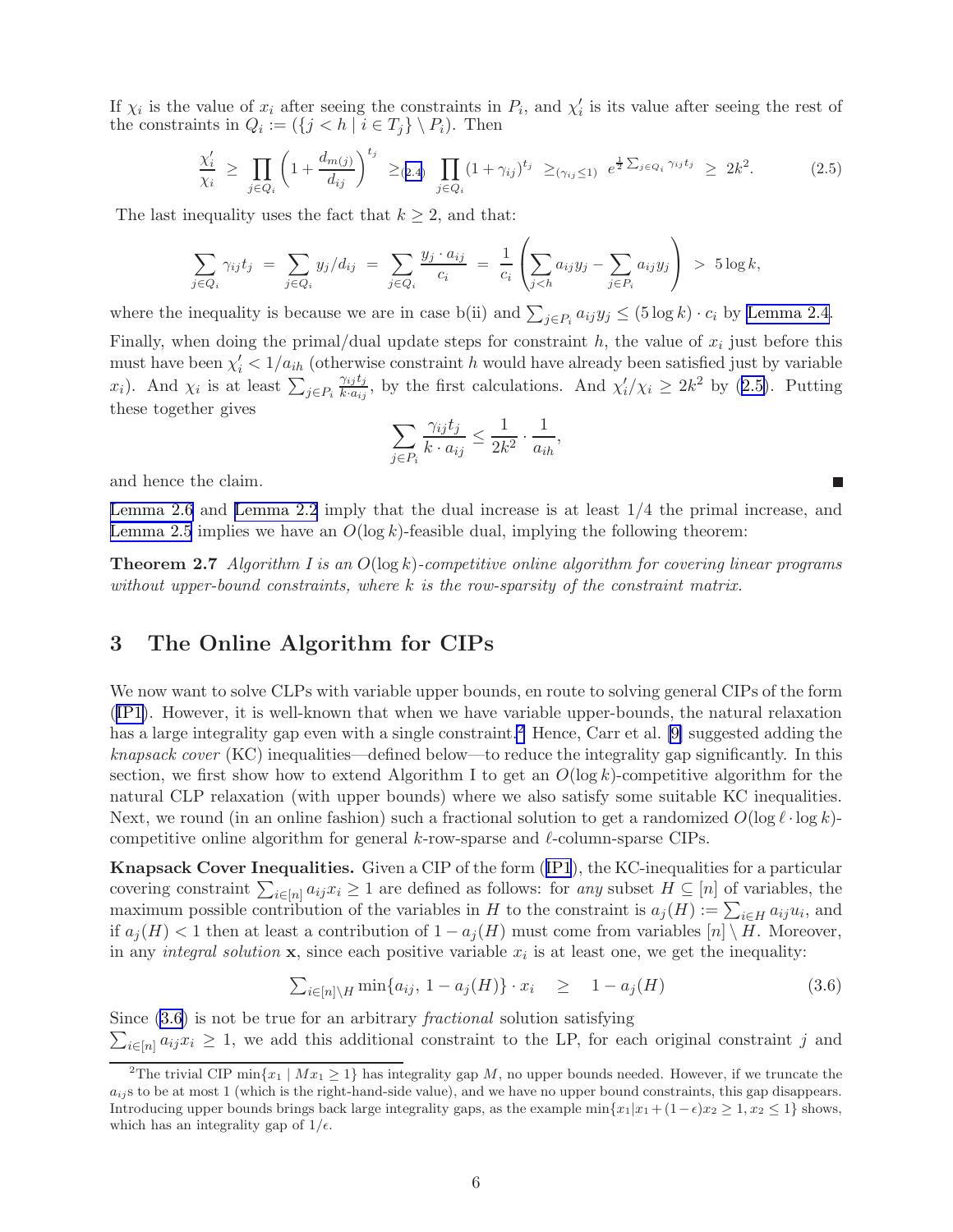If $\chi_i$ is the value of $x_i$ after seeing the constraints in $P_i$, and $\chi'_i$ is its value after seeing the rest of the constraints in $Q_i := (\{j < h \mid i \in T_j\} \setminus P_i)$. Then

$$\frac{\chi'_i}{\chi_i} \;\geq\; \prod_{j \in Q_i} \left(1 + \frac{d_{m(j)}}{d_{ij}}\right)^{t_j} \;\geq_{(2.4)}\; \prod_{j \in Q_i} (1 + \gamma_{ij})^{t_j} \;\geq_{(\gamma_{ij} \leq 1)}\; e^{\frac{1}{2}\sum_{j \in Q_i} \gamma_{ij} t_j} \;\geq\; 2k^2. \tag{2.5}$$

The last inequality uses the fact that $k \geq 2$, and that:

$$\sum_{j \in Q_i} \gamma_{ij} t_j \;=\; \sum_{j \in Q_i} y_j / d_{ij} \;=\; \sum_{j \in Q_i} \frac{y_j \cdot a_{ij}}{c_i} \;=\; \frac{1}{c_i}\left(\sum_{j<h} a_{ij} y_j - \sum_{j \in P_i} a_{ij} y_j\right) \;>\; 5 \log k,$$

where the inequality is because we are in case b(ii) and $\sum_{j \in P_i} a_{ij} y_j \leq (5 \log k) \cdot c_i$ by Lemma 2.4.

Finally, when doing the primal/dual update steps for constraint $h$, the value of $x_i$ just before this must have been $\chi'_i < 1/a_{ih}$ (otherwise constraint $h$ would have already been satisfied just by variable $x_i$). And $\chi_i$ is at least $\sum_{j \in P_i} \frac{\gamma_{ij} t_j}{k \cdot a_{ij}}$, by the first calculations. And $\chi'_i / \chi_i \geq 2k^2$ by (2.5). Putting these together gives

$$\sum_{j \in P_i} \frac{\gamma_{ij} t_j}{k \cdot a_{ij}} \leq \frac{1}{2k^2} \cdot \frac{1}{a_{ih}},$$

and hence the claim. ∎

Lemma 2.6 and Lemma 2.2 imply that the dual increase is at least 1/4 the primal increase, and Lemma 2.5 implies we have an $O(\log k)$-feasible dual, implying the following theorem:

**Theorem 2.7** *Algorithm I is an $O(\log k)$-competitive online algorithm for covering linear programs without upper-bound constraints, where $k$ is the row-sparsity of the constraint matrix.*

# 3 The Online Algorithm for CIPs

We now want to solve CLPs with variable upper bounds, en route to solving general CIPs of the form (IP1). However, it is well-known that when we have variable upper-bounds, the natural relaxation has a large integrality gap even with a single constraint.[2] Hence, Carr et al. [9] suggested adding the *knapsack cover* (KC) inequalities—defined below—to reduce the integrality gap significantly. In this section, we first show how to extend Algorithm I to get an $O(\log k)$-competitive algorithm for the natural CLP relaxation (with upper bounds) where we also satisfy some suitable KC inequalities. Next, we round (in an online fashion) such a fractional solution to get a randomized $O(\log \ell \cdot \log k)$-competitive online algorithm for general $k$-row-sparse and $\ell$-column-sparse CIPs.

**Knapsack Cover Inequalities.** Given a CIP of the form (IP1), the KC-inequalities for a particular covering constraint $\sum_{i \in [n]} a_{ij} x_i \geq 1$ are defined as follows: for *any* subset $H \subseteq [n]$ of variables, the maximum possible contribution of the variables in $H$ to the constraint is $a_j(H) := \sum_{i \in H} a_{ij} u_i$, and if $a_j(H) < 1$ then at least a contribution of $1 - a_j(H)$ must come from variables $[n] \setminus H$. Moreover, in any *integral solution* $\mathbf{x}$, since each positive variable $x_i$ is at least one, we get the inequality:

$$\textstyle\sum_{i \in [n] \setminus H} \min\{a_{ij},\, 1 - a_j(H)\} \cdot x_i \quad \geq \quad 1 - a_j(H) \tag{3.6}$$

Since (3.6) is not be true for an arbitrary *fractional* solution satisfying $\sum_{i \in [n]} a_{ij} x_i \geq 1$, we add this additional constraint to the LP, for each original constraint $j$ and

[2] The trivial CIP $\min\{x_1 \mid M x_1 \geq 1\}$ has integrality gap $M$, no upper bounds needed. However, if we truncate the $a_{ij}$s to be at most 1 (which is the right-hand-side value), and we have no upper bound constraints, this gap disappears. Introducing upper bounds brings back large integrality gaps, as the example $\min\{x_1 | x_1 + (1-\epsilon) x_2 \geq 1, x_2 \leq 1\}$ shows, which has an integrality gap of $1/\epsilon$.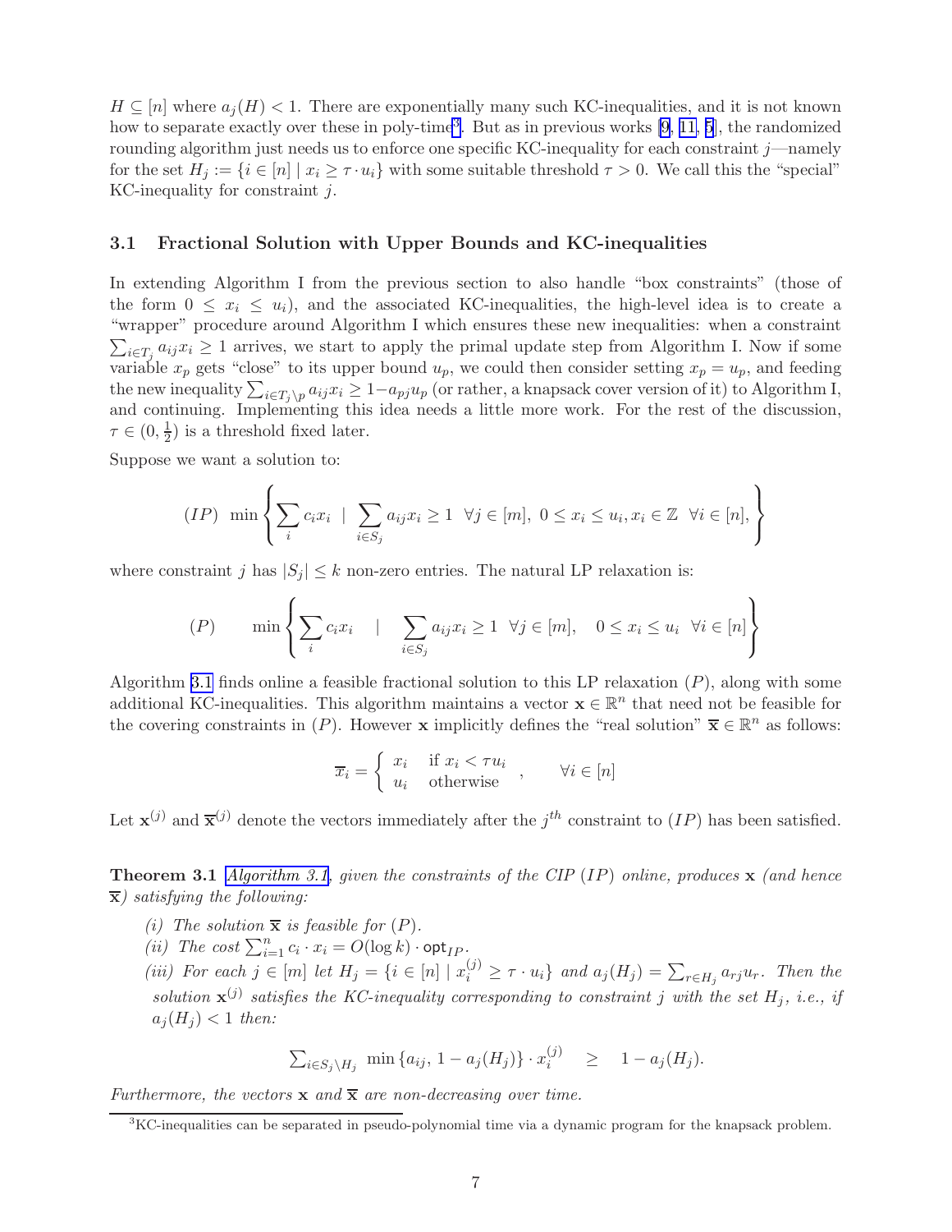$H \subseteq [n]$ where $a_j(H) < 1$. There are exponentially many such KC-inequalities, and it is not known how to separate exactly over these in poly-time[3]. But as in previous works [9, 11, 5], the randomized rounding algorithm just needs us to enforce one specific KC-inequality for each constraint $j$—namely for the set $H_j := \{i \in [n] \mid x_i \geq \tau \cdot u_i\}$ with some suitable threshold $\tau > 0$. We call this the "special" KC-inequality for constraint $j$.

### 3.1 Fractional Solution with Upper Bounds and KC-inequalities

In extending Algorithm I from the previous section to also handle "box constraints" (those of the form $0 \leq x_i \leq u_i$), and the associated KC-inequalities, the high-level idea is to create a "wrapper" procedure around Algorithm I which ensures these new inequalities: when a constraint $\sum_{i \in T_j} a_{ij} x_i \geq 1$ arrives, we start to apply the primal update step from Algorithm I. Now if some variable $x_p$ gets "close" to its upper bound $u_p$, we could then consider setting $x_p = u_p$, and feeding the new inequality $\sum_{i \in T_j \setminus p} a_{ij} x_i \geq 1 - a_{pj} u_p$ (or rather, a knapsack cover version of it) to Algorithm I, and continuing. Implementing this idea needs a little more work. For the rest of the discussion, $\tau \in (0, \frac{1}{2})$ is a threshold fixed later.

Suppose we want a solution to:

$$(IP) \;\; \min \left\{ \sum_i c_i x_i \;\mid\; \sum_{i \in S_j} a_{ij} x_i \geq 1 \;\; \forall j \in [m], \; 0 \leq x_i \leq u_i, x_i \in \mathbb{Z} \;\; \forall i \in [n], \right\}$$

where constraint $j$ has $|S_j| \leq k$ non-zero entries. The natural LP relaxation is:

$$(P) \qquad \min \left\{ \sum_i c_i x_i \quad \mid \quad \sum_{i \in S_j} a_{ij} x_i \geq 1 \;\; \forall j \in [m], \quad 0 \leq x_i \leq u_i \;\; \forall i \in [n] \right\}$$

Algorithm 3.1 finds online a feasible fractional solution to this LP relaxation $(P)$, along with some additional KC-inequalities. This algorithm maintains a vector $\mathbf{x} \in \mathbb{R}^n$ that need not be feasible for the covering constraints in $(P)$. However $\mathbf{x}$ implicitly defines the "real solution" $\overline{\mathbf{x}} \in \mathbb{R}^n$ as follows:

$$\overline{x}_i = \begin{cases} x_i & \text{if } x_i < \tau u_i \\ u_i & \text{otherwise} \end{cases}, \qquad \forall i \in [n]$$

Let $\mathbf{x}^{(j)}$ and $\overline{\mathbf{x}}^{(j)}$ denote the vectors immediately after the $j^{th}$ constraint to $(IP)$ has been satisfied.

**Theorem 3.1** *Algorithm 3.1, given the constraints of the CIP $(IP)$ online, produces $\mathbf{x}$ (and hence $\overline{\mathbf{x}}$) satisfying the following:*

*(i) The solution $\overline{\mathbf{x}}$ is feasible for $(P)$.*

*(ii) The cost $\sum_{i=1}^n c_i \cdot x_i = O(\log k) \cdot \mathsf{opt}_{IP}$.*

*(iii) For each $j \in [m]$ let $H_j = \{i \in [n] \mid x_i^{(j)} \geq \tau \cdot u_i\}$ and $a_j(H_j) = \sum_{r \in H_j} a_{rj} u_r$. Then the solution $\mathbf{x}^{(j)}$ satisfies the KC-inequality corresponding to constraint $j$ with the set $H_j$, i.e., if $a_j(H_j) < 1$ then:*

$$\textstyle\sum_{i \in S_j \setminus H_j} \min\{a_{ij}, 1 - a_j(H_j)\} \cdot x_i^{(j)} \quad \geq \quad 1 - a_j(H_j).$$

*Furthermore, the vectors $\mathbf{x}$ and $\overline{\mathbf{x}}$ are non-decreasing over time.*

[3] KC-inequalities can be separated in pseudo-polynomial time via a dynamic program for the knapsack problem.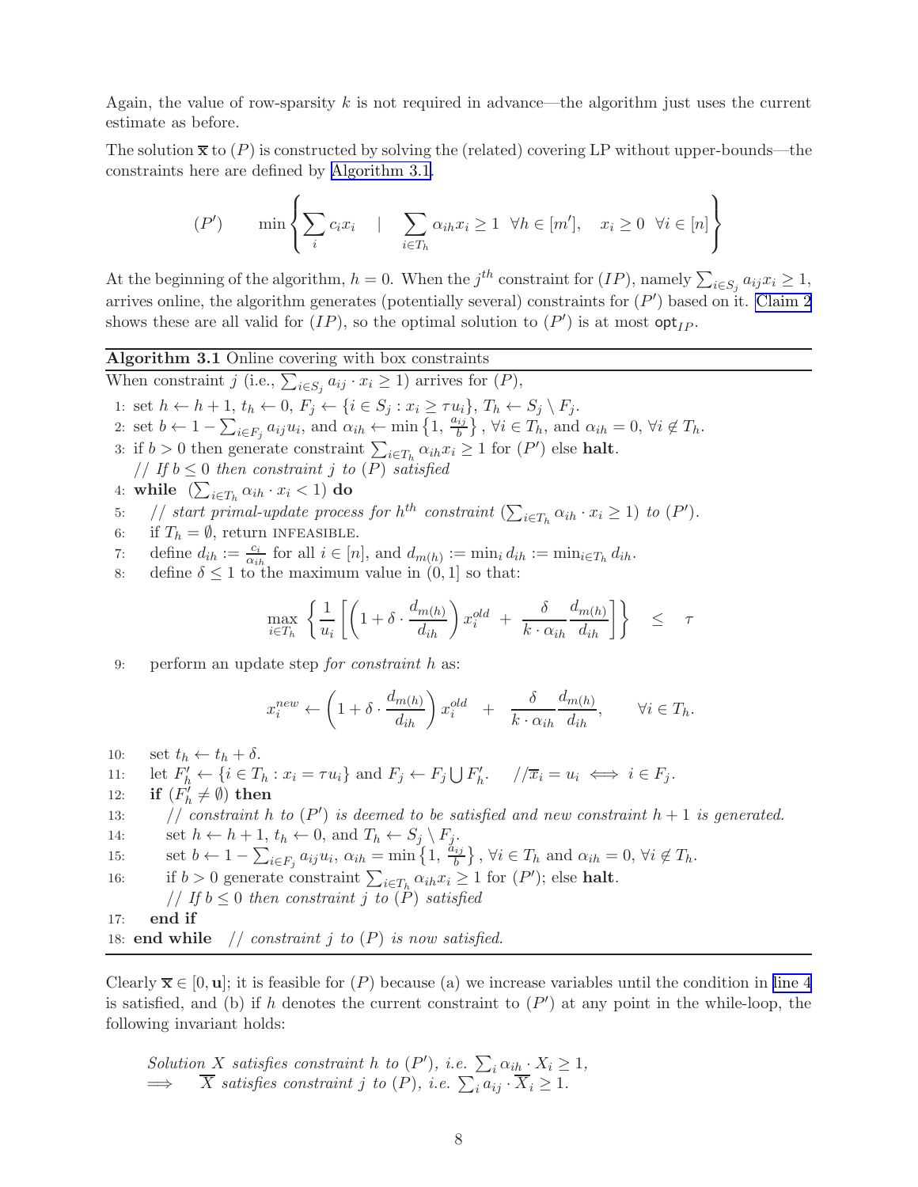Again, the value of row-sparsity $k$ is not required in advance—the algorithm just uses the current estimate as before.

The solution $\overline{\mathbf{x}}$ to $(P)$ is constructed by solving the (related) covering LP without upper-bounds—the constraints here are defined by Algorithm 3.1.

$$(P') \qquad \min \left\{ \sum_i c_i x_i \quad \middle| \quad \sum_{i \in T_h} \alpha_{ih} x_i \geq 1 \ \ \forall h \in [m'], \quad x_i \geq 0 \ \ \forall i \in [n] \right\}$$

At the beginning of the algorithm, $h = 0$. When the $j^{th}$ constraint for $(IP)$, namely $\sum_{i \in S_j} a_{ij} x_i \geq 1$, arrives online, the algorithm generates (potentially several) constraints for $(P')$ based on it. Claim 2 shows these are all valid for $(IP)$, so the optimal solution to $(P')$ is at most $\mathsf{opt}_{IP}$.

---

**Algorithm 3.1** Online covering with box constraints

---

When constraint $j$ (i.e., $\sum_{i \in S_j} a_{ij} \cdot x_i \geq 1$) arrives for $(P)$,

1: set $h \leftarrow h + 1$, $t_h \leftarrow 0$, $F_j \leftarrow \{i \in S_j : x_i \geq \tau u_i\}$, $T_h \leftarrow S_j \setminus F_j$.

2: set $b \leftarrow 1 - \sum_{i \in F_j} a_{ij} u_i$, and $\alpha_{ih} \leftarrow \min\left\{1, \frac{a_{ij}}{b}\right\}$, $\forall i \in T_h$, and $\alpha_{ih} = 0$, $\forall i \notin T_h$.

3: if $b > 0$ then generate constraint $\sum_{i \in T_h} \alpha_{ih} x_i \geq 1$ for $(P')$ else **halt**.
   *// If $b \leq 0$ then constraint $j$ to $(P)$ satisfied*

4: **while** $\left(\sum_{i \in T_h} \alpha_{ih} \cdot x_i < 1\right)$ **do**

5: *// start primal-update process for $h^{th}$ constraint $\left(\sum_{i \in T_h} \alpha_{ih} \cdot x_i \geq 1\right)$ to $(P')$.*

6: if $T_h = \emptyset$, return INFEASIBLE.

7: define $d_{ih} := \frac{c_i}{\alpha_{ih}}$ for all $i \in [n]$, and $d_{m(h)} := \min_i d_{ih} := \min_{i \in T_h} d_{ih}$.

8: define $\delta \leq 1$ to the maximum value in $(0, 1]$ so that:

$$\max_{i \in T_h} \left\{ \frac{1}{u_i} \left[ \left(1 + \delta \cdot \frac{d_{m(h)}}{d_{ih}}\right) x_i^{old} \ + \ \frac{\delta}{k \cdot \alpha_{ih}} \frac{d_{m(h)}}{d_{ih}} \right] \right\} \quad \leq \quad \tau$$

9: perform an update step *for constraint $h$* as:

$$x_i^{new} \leftarrow \left(1 + \delta \cdot \frac{d_{m(h)}}{d_{ih}}\right) x_i^{old} \quad + \quad \frac{\delta}{k \cdot \alpha_{ih}} \frac{d_{m(h)}}{d_{ih}}, \qquad \forall i \in T_h.$$

10: set $t_h \leftarrow t_h + \delta$.

11: let $F'_h \leftarrow \{i \in T_h : x_i = \tau u_i\}$ and $F_j \leftarrow F_j \bigcup F'_h$. $\quad$ *// $\overline{x}_i = u_i \iff i \in F_j$.*

12: **if** $(F'_h \neq \emptyset)$ **then**

13: *// constraint $h$ to $(P')$ is deemed to be satisfied and new constraint $h+1$ is generated.*

14: set $h \leftarrow h + 1$, $t_h \leftarrow 0$, and $T_h \leftarrow S_j \setminus F_j$.

15: set $b \leftarrow 1 - \sum_{i \in F_j} a_{ij} u_i$, $\alpha_{ih} = \min\left\{1, \frac{a_{ij}}{b}\right\}$, $\forall i \in T_h$ and $\alpha_{ih} = 0$, $\forall i \notin T_h$.

16: if $b > 0$ generate constraint $\sum_{i \in T_h} \alpha_{ih} x_i \geq 1$ for $(P')$; else **halt**.
   *// If $b \leq 0$ then constraint $j$ to $(P)$ satisfied*

17: **end if**

18: **end while** *// constraint $j$ to $(P)$ is now satisfied.*

---

Clearly $\overline{\mathbf{x}} \in [0, \mathbf{u}]$; it is feasible for $(P)$ because (a) we increase variables until the condition in line 4 is satisfied, and (b) if $h$ denotes the current constraint to $(P')$ at any point in the while-loop, the following invariant holds:

*Solution $X$ satisfies constraint $h$ to $(P')$, i.e. $\sum_i \alpha_{ih} \cdot X_i \geq 1$,*
$\implies$ *$\overline{X}$ satisfies constraint $j$ to $(P)$, i.e. $\sum_i a_{ij} \cdot \overline{X}_i \geq 1$.*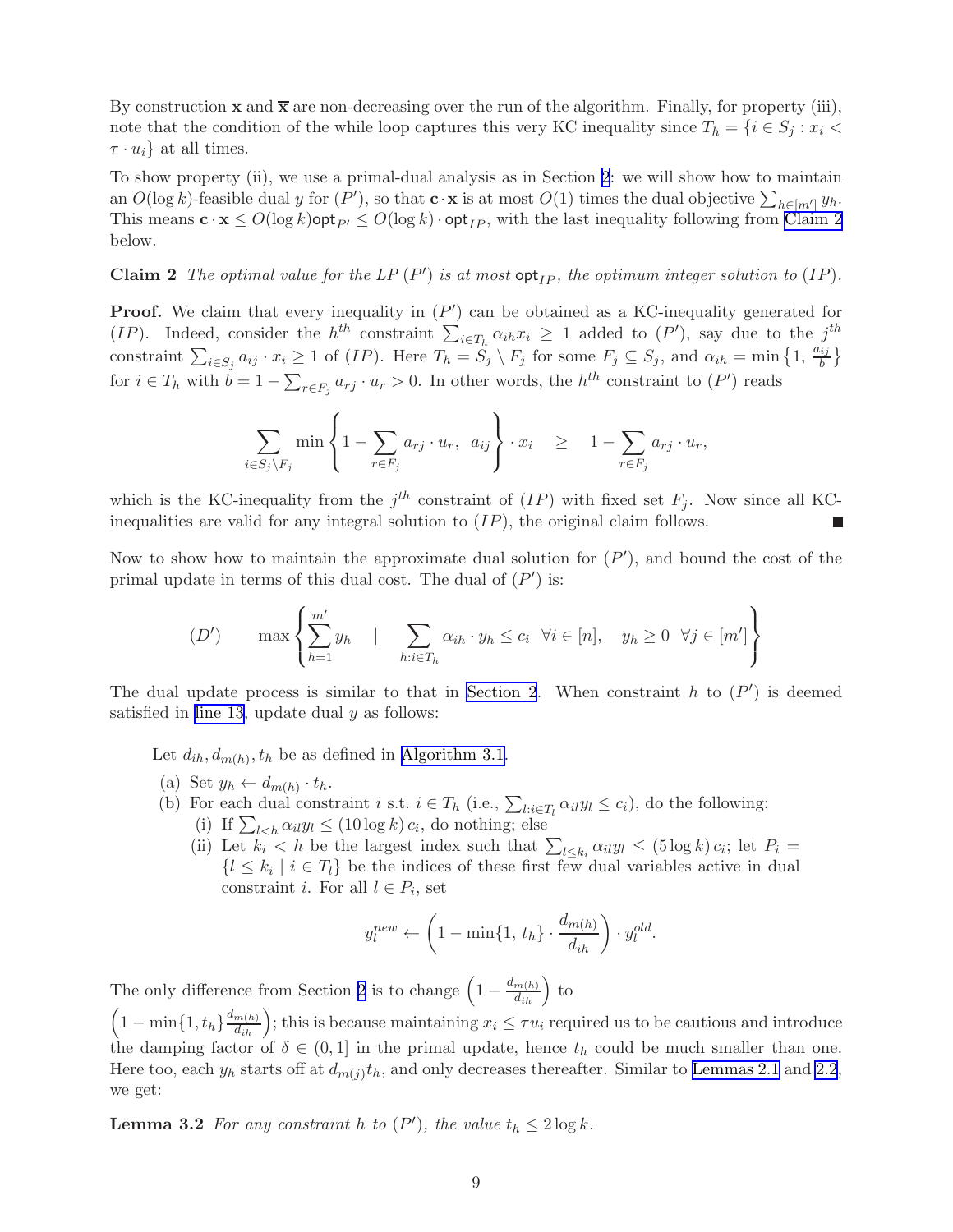By construction $\mathbf{x}$ and $\overline{\mathbf{x}}$ are non-decreasing over the run of the algorithm. Finally, for property (iii), note that the condition of the while loop captures this very KC inequality since $T_h = \{i \in S_j : x_i < \tau \cdot u_i\}$ at all times.

To show property (ii), we use a primal-dual analysis as in Section 2: we will show how to maintain an $O(\log k)$-feasible dual $y$ for $(P')$, so that $\mathbf{c} \cdot \mathbf{x}$ is at most $O(1)$ times the dual objective $\sum_{h \in [m']} y_h$. This means $\mathbf{c} \cdot \mathbf{x} \leq O(\log k) \mathsf{opt}_{P'} \leq O(\log k) \cdot \mathsf{opt}_{IP}$, with the last inequality following from Claim 2 below.

**Claim 2** *The optimal value for the LP $(P')$ is at most $\mathsf{opt}_{IP}$, the optimum integer solution to $(IP)$.*

**Proof.** We claim that every inequality in $(P')$ can be obtained as a KC-inequality generated for $(IP)$. Indeed, consider the $h^{th}$ constraint $\sum_{i \in T_h} \alpha_{ih} x_i \geq 1$ added to $(P')$, say due to the $j^{th}$ constraint $\sum_{i \in S_j} a_{ij} \cdot x_i \geq 1$ of $(IP)$. Here $T_h = S_j \setminus F_j$ for some $F_j \subseteq S_j$, and $\alpha_{ih} = \min\left\{1, \frac{a_{ij}}{b}\right\}$ for $i \in T_h$ with $b = 1 - \sum_{r \in F_j} a_{rj} \cdot u_r > 0$. In other words, the $h^{th}$ constraint to $(P')$ reads

$$\sum_{i \in S_j \setminus F_j} \min\left\{1 - \sum_{r \in F_j} a_{rj} \cdot u_r, \; a_{ij}\right\} \cdot x_i \quad \geq \quad 1 - \sum_{r \in F_j} a_{rj} \cdot u_r,$$

which is the KC-inequality from the $j^{th}$ constraint of $(IP)$ with fixed set $F_j$. Now since all KC-inequalities are valid for any integral solution to $(IP)$, the original claim follows. ■

Now to show how to maintain the approximate dual solution for $(P')$, and bound the cost of the primal update in terms of this dual cost. The dual of $(P')$ is:

$$(D') \qquad \max\left\{\sum_{h=1}^{m'} y_h \quad \Big| \quad \sum_{h: i \in T_h} \alpha_{ih} \cdot y_h \leq c_i \;\; \forall i \in [n], \quad y_h \geq 0 \;\; \forall j \in [m']\right\}$$

The dual update process is similar to that in Section 2. When constraint $h$ to $(P')$ is deemed satisfied in line 13, update dual $y$ as follows:

> Let $d_{ih}, d_{m(h)}, t_h$ be as defined in Algorithm 3.1.
>
> (a) Set $y_h \leftarrow d_{m(h)} \cdot t_h$.
>
> (b) For each dual constraint $i$ s.t. $i \in T_h$ (i.e., $\sum_{l: i \in T_l} \alpha_{il} y_l \leq c_i$), do the following:
>
> (i) If $\sum_{l<h} \alpha_{il} y_l \leq (10 \log k)\, c_i$, do nothing; else
>
> (ii) Let $k_i < h$ be the largest index such that $\sum_{l \leq k_i} \alpha_{il} y_l \leq (5 \log k)\, c_i$; let $P_i = \{l \leq k_i \mid i \in T_l\}$ be the indices of these first few dual variables active in dual constraint $i$. For all $l \in P_i$, set
>
> $$y_l^{new} \leftarrow \left(1 - \min\{1, t_h\} \cdot \frac{d_{m(h)}}{d_{ih}}\right) \cdot y_l^{old}.$$

The only difference from Section 2 is to change $\left(1 - \frac{d_{m(h)}}{d_{ih}}\right)$ to $\left(1 - \min\{1, t_h\} \frac{d_{m(h)}}{d_{ih}}\right)$; this is because maintaining $x_i \leq \tau u_i$ required us to be cautious and introduce the damping factor of $\delta \in (0, 1]$ in the primal update, hence $t_h$ could be much smaller than one. Here too, each $y_h$ starts off at $d_{m(j)} t_h$, and only decreases thereafter. Similar to Lemmas 2.1 and 2.2, we get:

**Lemma 3.2** *For any constraint $h$ to $(P')$, the value $t_h \leq 2 \log k$.*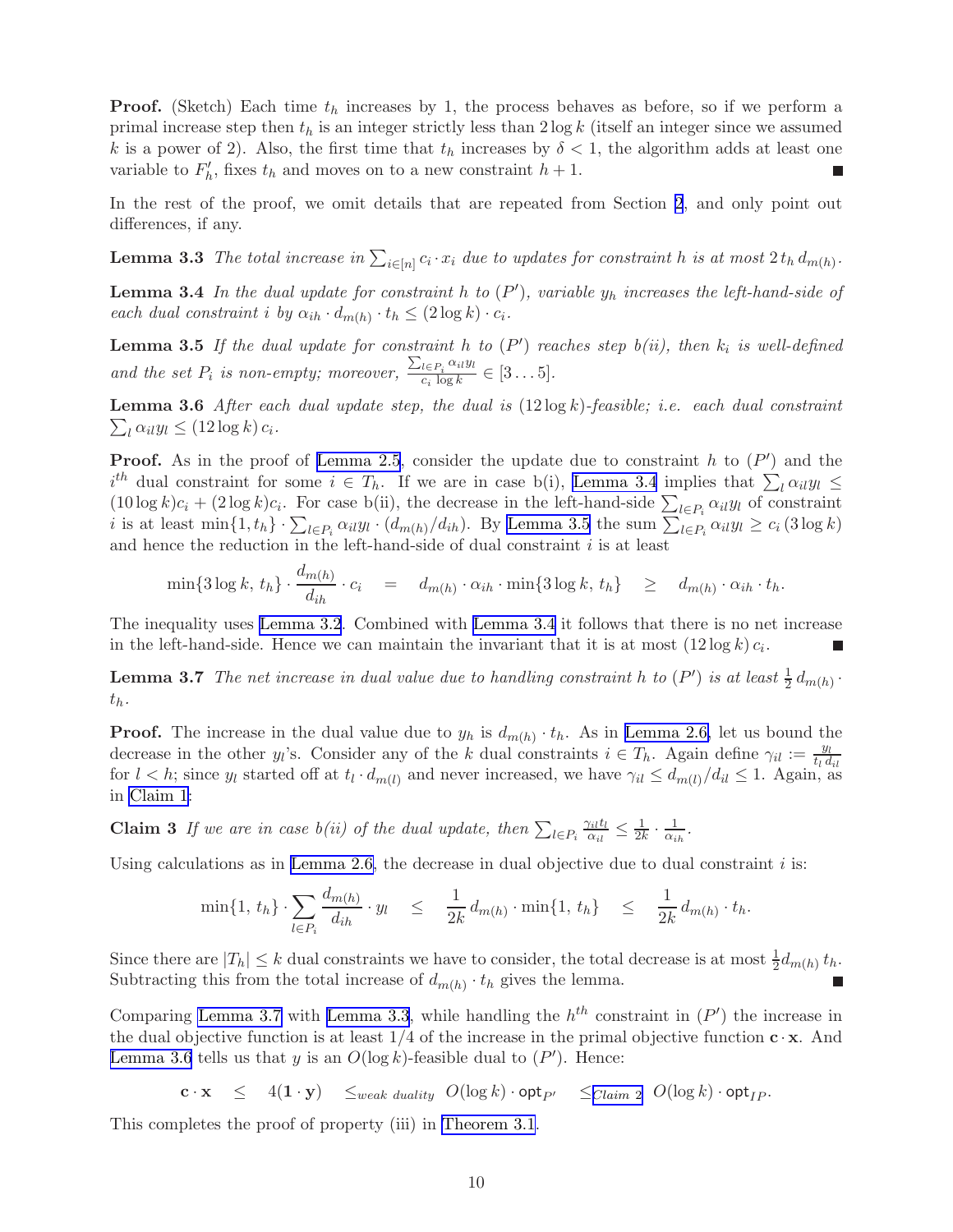**Proof.** (Sketch) Each time $t_h$ increases by 1, the process behaves as before, so if we perform a primal increase step then $t_h$ is an integer strictly less than $2 \log k$ (itself an integer since we assumed $k$ is a power of 2). Also, the first time that $t_h$ increases by $\delta < 1$, the algorithm adds at least one variable to $F'_h$, fixes $t_h$ and moves on to a new constraint $h + 1$. ∎

In the rest of the proof, we omit details that are repeated from Section 2, and only point out differences, if any.

**Lemma 3.3** *The total increase in $\sum_{i \in [n]} c_i \cdot x_i$ due to updates for constraint $h$ is at most $2\, t_h\, d_{m(h)}$.*

**Lemma 3.4** *In the dual update for constraint $h$ to $(P')$, variable $y_h$ increases the left-hand-side of each dual constraint $i$ by $\alpha_{ih} \cdot d_{m(h)} \cdot t_h \leq (2 \log k) \cdot c_i$.*

**Lemma 3.5** *If the dual update for constraint $h$ to $(P')$ reaches step b(ii), then $k_i$ is well-defined and the set $P_i$ is non-empty; moreover, $\frac{\sum_{l \in P_i} \alpha_{il} y_l}{c_i \log k} \in [3 \dots 5]$.*

**Lemma 3.6** *After each dual update step, the dual is $(12 \log k)$-feasible; i.e. each dual constraint $\sum_l \alpha_{il} y_l \leq (12 \log k)\, c_i$.*

**Proof.** As in the proof of Lemma 2.5, consider the update due to constraint $h$ to $(P')$ and the $i^{th}$ dual constraint for some $i \in T_h$. If we are in case b(i), Lemma 3.4 implies that $\sum_l \alpha_{il} y_l \leq (10 \log k) c_i + (2 \log k) c_i$. For case b(ii), the decrease in the left-hand-side $\sum_{l \in P_i} \alpha_{il} y_l$ of constraint $i$ is at least $\min\{1, t_h\} \cdot \sum_{l \in P_i} \alpha_{il} y_l \cdot (d_{m(h)}/d_{ih})$. By Lemma 3.5 the sum $\sum_{l \in P_i} \alpha_{il} y_l \geq c_i\, (3 \log k)$ and hence the reduction in the left-hand-side of dual constraint $i$ is at least

$$\min\{3 \log k,\, t_h\} \cdot \frac{d_{m(h)}}{d_{ih}} \cdot c_i \quad = \quad d_{m(h)} \cdot \alpha_{ih} \cdot \min\{3 \log k,\, t_h\} \quad \geq \quad d_{m(h)} \cdot \alpha_{ih} \cdot t_h.$$

The inequality uses Lemma 3.2. Combined with Lemma 3.4 it follows that there is no net increase in the left-hand-side. Hence we can maintain the invariant that it is at most $(12 \log k)\, c_i$. ∎

**Lemma 3.7** *The net increase in dual value due to handling constraint $h$ to $(P')$ is at least $\frac{1}{2}\, d_{m(h)} \cdot t_h$.*

**Proof.** The increase in the dual value due to $y_h$ is $d_{m(h)} \cdot t_h$. As in Lemma 2.6, let us bound the decrease in the other $y_l$'s. Consider any of the $k$ dual constraints $i \in T_h$. Again define $\gamma_{il} := \frac{y_l}{t_l\, d_{il}}$ for $l < h$; since $y_l$ started off at $t_l \cdot d_{m(l)}$ and never increased, we have $\gamma_{il} \leq d_{m(l)}/d_{il} \leq 1$. Again, as in Claim 1:

**Claim 3** *If we are in case b(ii) of the dual update, then $\sum_{l \in P_i} \frac{\gamma_{il} t_l}{\alpha_{il}} \leq \frac{1}{2k} \cdot \frac{1}{\alpha_{ih}}$.*

Using calculations as in Lemma 2.6, the decrease in dual objective due to dual constraint $i$ is:

$$\min\{1,\, t_h\} \cdot \sum_{l \in P_i} \frac{d_{m(h)}}{d_{ih}} \cdot y_l \quad \leq \quad \frac{1}{2k}\, d_{m(h)} \cdot \min\{1,\, t_h\} \quad \leq \quad \frac{1}{2k}\, d_{m(h)} \cdot t_h.$$

Since there are $|T_h| \leq k$ dual constraints we have to consider, the total decrease is at most $\frac{1}{2} d_{m(h)}\, t_h$. Subtracting this from the total increase of $d_{m(h)} \cdot t_h$ gives the lemma. ∎

Comparing Lemma 3.7 with Lemma 3.3, while handling the $h^{th}$ constraint in $(P')$ the increase in the dual objective function is at least $1/4$ of the increase in the primal objective function $\mathbf{c} \cdot \mathbf{x}$. And Lemma 3.6 tells us that $y$ is an $O(\log k)$-feasible dual to $(P')$. Hence:

$$\mathbf{c} \cdot \mathbf{x} \quad \leq \quad 4(\mathbf{1} \cdot \mathbf{y}) \quad \leq_{\text{weak duality}} \; O(\log k) \cdot \mathsf{opt}_{P'} \quad \leq_{\text{Claim 2}} \; O(\log k) \cdot \mathsf{opt}_{IP}.$$

This completes the proof of property (iii) in Theorem 3.1.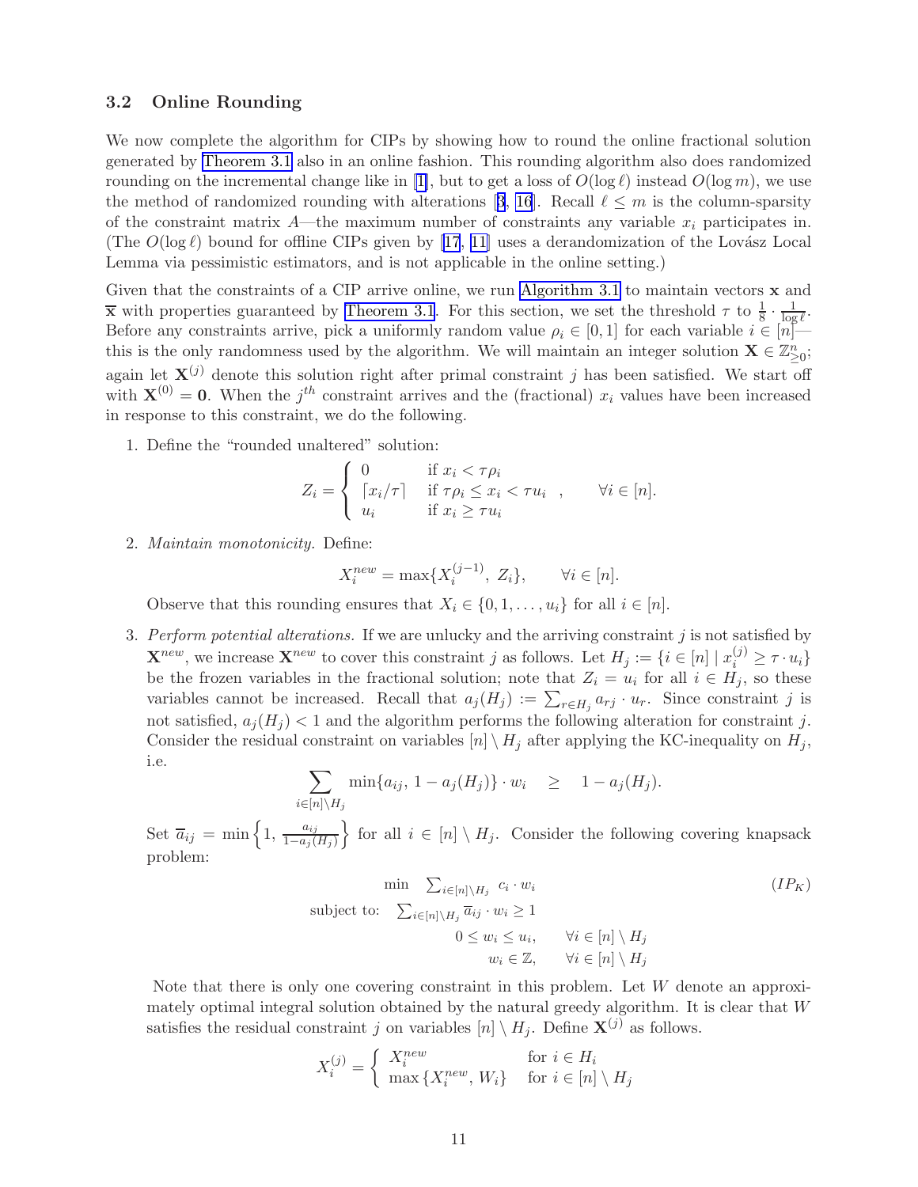### 3.2 Online Rounding

We now complete the algorithm for CIPs by showing how to round the online fractional solution generated by Theorem 3.1 also in an online fashion. This rounding algorithm also does randomized rounding on the incremental change like in [1], but to get a loss of $O(\log \ell)$ instead $O(\log m)$, we use the method of randomized rounding with alterations [3, 16]. Recall $\ell \leq m$ is the column-sparsity of the constraint matrix $A$—the maximum number of constraints any variable $x_i$ participates in. (The $O(\log \ell)$ bound for offline CIPs given by [17, 11] uses a derandomization of the Lovász Local Lemma via pessimistic estimators, and is not applicable in the online setting.)

Given that the constraints of a CIP arrive online, we run Algorithm 3.1 to maintain vectors $\mathbf{x}$ and $\overline{\mathbf{x}}$ with properties guaranteed by Theorem 3.1. For this section, we set the threshold $\tau$ to $\frac{1}{8} \cdot \frac{1}{\log \ell}$. Before any constraints arrive, pick a uniformly random value $\rho_i \in [0, 1]$ for each variable $i \in [n]$—this is the only randomness used by the algorithm. We will maintain an integer solution $\mathbf{X} \in \mathbb{Z}^n_{\geq 0}$; again let $\mathbf{X}^{(j)}$ denote this solution right after primal constraint $j$ has been satisfied. We start off with $\mathbf{X}^{(0)} = \mathbf{0}$. When the $j^{th}$ constraint arrives and the (fractional) $x_i$ values have been increased in response to this constraint, we do the following.

1. Define the "rounded unaltered" solution:
$$Z_i = \begin{cases} 0 & \text{if } x_i < \tau \rho_i \\ \lceil x_i / \tau \rceil & \text{if } \tau \rho_i \leq x_i < \tau u_i \\ u_i & \text{if } x_i \geq \tau u_i \end{cases}, \qquad \forall i \in [n].$$

2. *Maintain monotonicity.* Define:
$$X_i^{new} = \max\{X_i^{(j-1)},\ Z_i\}, \qquad \forall i \in [n].$$
Observe that this rounding ensures that $X_i \in \{0, 1, \ldots, u_i\}$ for all $i \in [n]$.

3. *Perform potential alterations.* If we are unlucky and the arriving constraint $j$ is not satisfied by $\mathbf{X}^{new}$, we increase $\mathbf{X}^{new}$ to cover this constraint $j$ as follows. Let $H_j := \{i \in [n] \mid x_i^{(j)} \geq \tau \cdot u_i\}$ be the frozen variables in the fractional solution; note that $Z_i = u_i$ for all $i \in H_j$, so these variables cannot be increased. Recall that $a_j(H_j) := \sum_{r \in H_j} a_{rj} \cdot u_r$. Since constraint $j$ is not satisfied, $a_j(H_j) < 1$ and the algorithm performs the following alteration for constraint $j$. Consider the residual constraint on variables $[n] \setminus H_j$ after applying the KC-inequality on $H_j$, i.e.
$$\sum_{i \in [n] \setminus H_j} \min\{a_{ij},\ 1 - a_j(H_j)\} \cdot w_i \quad \geq \quad 1 - a_j(H_j).$$
Set $\overline{a}_{ij} = \min\left\{1, \frac{a_{ij}}{1 - a_j(H_j)}\right\}$ for all $i \in [n] \setminus H_j$. Consider the following covering knapsack problem:
$$\begin{aligned} \min \quad & \textstyle\sum_{i \in [n] \setminus H_j} c_i \cdot w_i && (IP_K) \\ \text{subject to:} \quad & \textstyle\sum_{i \in [n] \setminus H_j} \overline{a}_{ij} \cdot w_i \geq 1 \\ & 0 \leq w_i \leq u_i, && \forall i \in [n] \setminus H_j \\ & w_i \in \mathbb{Z}, && \forall i \in [n] \setminus H_j \end{aligned}$$
Note that there is only one covering constraint in this problem. Let $W$ denote an approximately optimal integral solution obtained by the natural greedy algorithm. It is clear that $W$ satisfies the residual constraint $j$ on variables $[n] \setminus H_j$. Define $\mathbf{X}^{(j)}$ as follows.
$$X_i^{(j)} = \begin{cases} X_i^{new} & \text{for } i \in H_i \\ \max\{X_i^{new},\ W_i\} & \text{for } i \in [n] \setminus H_j \end{cases}$$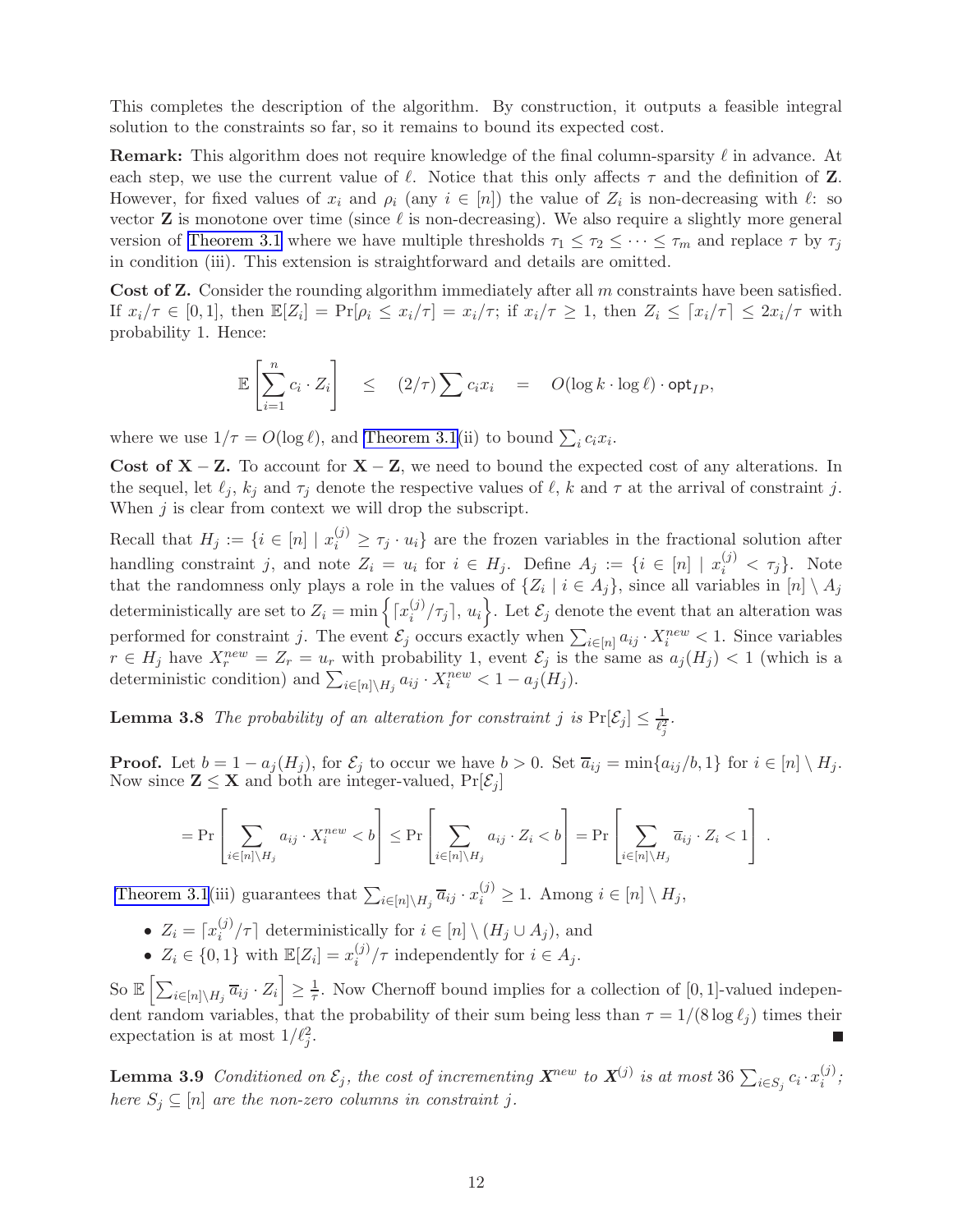This completes the description of the algorithm. By construction, it outputs a feasible integral solution to the constraints so far, so it remains to bound its expected cost.

**Remark:** This algorithm does not require knowledge of the final column-sparsity $\ell$ in advance. At each step, we use the current value of $\ell$. Notice that this only affects $\tau$ and the definition of $\mathbf{Z}$. However, for fixed values of $x_i$ and $\rho_i$ (any $i \in [n]$) the value of $Z_i$ is non-decreasing with $\ell$: so vector $\mathbf{Z}$ is monotone over time (since $\ell$ is non-decreasing). We also require a slightly more general version of Theorem 3.1 where we have multiple thresholds $\tau_1 \le \tau_2 \le \cdots \le \tau_m$ and replace $\tau$ by $\tau_j$ in condition (iii). This extension is straightforward and details are omitted.

**Cost of Z.** Consider the rounding algorithm immediately after all $m$ constraints have been satisfied. If $x_i/\tau \in [0,1]$, then $\mathbb{E}[Z_i] = \Pr[\rho_i \le x_i/\tau] = x_i/\tau$; if $x_i/\tau \ge 1$, then $Z_i \le \lceil x_i/\tau \rceil \le 2x_i/\tau$ with probability 1. Hence:

$$\mathbb{E}\left[\sum_{i=1}^{n} c_i \cdot Z_i\right] \quad \le \quad (2/\tau) \sum c_i x_i \quad = \quad O(\log k \cdot \log \ell) \cdot \mathsf{opt}_{IP},$$

where we use $1/\tau = O(\log \ell)$, and Theorem 3.1(ii) to bound $\sum_i c_i x_i$.

**Cost of X − Z.** To account for $\mathbf{X} - \mathbf{Z}$, we need to bound the expected cost of any alterations. In the sequel, let $\ell_j$, $k_j$ and $\tau_j$ denote the respective values of $\ell$, $k$ and $\tau$ at the arrival of constraint $j$. When $j$ is clear from context we will drop the subscript.

Recall that $H_j := \{i \in [n] \mid x_i^{(j)} \ge \tau_j \cdot u_i\}$ are the frozen variables in the fractional solution after handling constraint $j$, and note $Z_i = u_i$ for $i \in H_j$. Define $A_j := \{i \in [n] \mid x_i^{(j)} < \tau_j\}$. Note that the randomness only plays a role in the values of $\{Z_i \mid i \in A_j\}$, since all variables in $[n] \setminus A_j$ deterministically are set to $Z_i = \min\left\{\lceil x_i^{(j)}/\tau_j \rceil, u_i\right\}$. Let $\mathcal{E}_j$ denote the event that an alteration was performed for constraint $j$. The event $\mathcal{E}_j$ occurs exactly when $\sum_{i \in [n]} a_{ij} \cdot X_i^{new} < 1$. Since variables $r \in H_j$ have $X_r^{new} = Z_r = u_r$ with probability 1, event $\mathcal{E}_j$ is the same as $a_j(H_j) < 1$ (which is a deterministic condition) and $\sum_{i \in [n] \setminus H_j} a_{ij} \cdot X_i^{new} < 1 - a_j(H_j)$.

**Lemma 3.8** *The probability of an alteration for constraint $j$ is $\Pr[\mathcal{E}_j] \le \frac{1}{\ell_j^2}$.*

**Proof.** Let $b = 1 - a_j(H_j)$, for $\mathcal{E}_j$ to occur we have $b > 0$. Set $\overline{a}_{ij} = \min\{a_{ij}/b, 1\}$ for $i \in [n] \setminus H_j$. Now since $\mathbf{Z} \le \mathbf{X}$ and both are integer-valued, $\Pr[\mathcal{E}_j]$

$$= \Pr\left[\sum_{i \in [n] \setminus H_j} a_{ij} \cdot X_i^{new} < b\right] \le \Pr\left[\sum_{i \in [n] \setminus H_j} a_{ij} \cdot Z_i < b\right] = \Pr\left[\sum_{i \in [n] \setminus H_j} \overline{a}_{ij} \cdot Z_i < 1\right].$$

Theorem 3.1(iii) guarantees that $\sum_{i \in [n] \setminus H_j} \overline{a}_{ij} \cdot x_i^{(j)} \ge 1$. Among $i \in [n] \setminus H_j$,

- $Z_i = \lceil x_i^{(j)}/\tau \rceil$ deterministically for $i \in [n] \setminus (H_j \cup A_j)$, and
- $Z_i \in \{0,1\}$ with $\mathbb{E}[Z_i] = x_i^{(j)}/\tau$ independently for $i \in A_j$.

So $\mathbb{E}\left[\sum_{i \in [n] \setminus H_j} \overline{a}_{ij} \cdot Z_i\right] \ge \frac{1}{\tau}$. Now Chernoff bound implies for a collection of $[0,1]$-valued independent random variables, that the probability of their sum being less than $\tau = 1/(8 \log \ell_j)$ times their expectation is at most $1/\ell_j^2$. ∎

**Lemma 3.9** *Conditioned on $\mathcal{E}_j$, the cost of incrementing $\mathbf{X}^{new}$ to $\mathbf{X}^{(j)}$ is at most $36 \sum_{i \in S_j} c_i \cdot x_i^{(j)}$; here $S_j \subseteq [n]$ are the non-zero columns in constraint $j$.*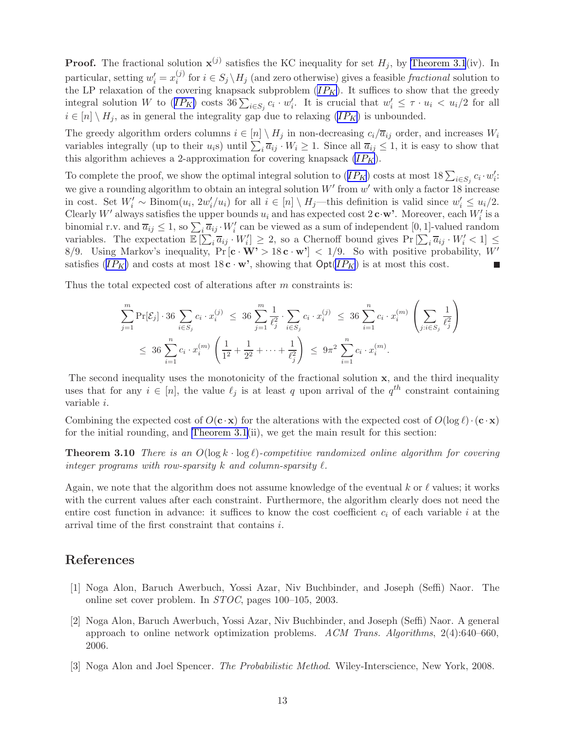**Proof.** The fractional solution $\mathbf{x}^{(j)}$ satisfies the KC inequality for set $H_j$, by Theorem 3.1(iv). In particular, setting $w'_i = x_i^{(j)}$ for $i \in S_j \setminus H_j$ (and zero otherwise) gives a feasible *fractional* solution to the LP relaxation of the covering knapsack subproblem ($IP_K$). It suffices to show that the greedy integral solution $W$ to ($IP_K$) costs $36 \sum_{i \in S_j} c_i \cdot w'_i$. It is crucial that $w'_i \leq \tau \cdot u_i < u_i/2$ for all $i \in [n] \setminus H_j$, as in general the integrality gap due to relaxing ($IP_K$) is unbounded.

The greedy algorithm orders columns $i \in [n] \setminus H_j$ in non-decreasing $c_i/\overline{a}_{ij}$ order, and increases $W_i$ variables integrally (up to their $u_i$s) until $\sum_i \overline{a}_{ij} \cdot W_i \geq 1$. Since all $\overline{a}_{ij} \leq 1$, it is easy to show that this algorithm achieves a 2-approximation for covering knapsack ($IP_K$).

To complete the proof, we show the optimal integral solution to ($IP_K$) costs at most $18 \sum_{i \in S_j} c_i \cdot w'_i$: we give a rounding algorithm to obtain an integral solution $W'$ from $w'$ with only a factor 18 increase in cost. Set $W'_i \sim \text{Binom}(u_i, 2w'_i/u_i)$ for all $i \in [n] \setminus H_j$—this definition is valid since $w'_i \leq u_i/2$. Clearly $W'$ always satisfies the upper bounds $u_i$ and has expected cost $2\,\mathbf{c} \cdot \mathbf{w'}$. Moreover, each $W'_i$ is a binomial r.v. and $\overline{a}_{ij} \leq 1$, so $\sum_i \overline{a}_{ij} \cdot W'_i$ can be viewed as a sum of independent $[0,1]$-valued random variables. The expectation $\mathbb{E}\left[\sum_i \overline{a}_{ij} \cdot W'_i\right] \geq 2$, so a Chernoff bound gives $\Pr\left[\sum_i \overline{a}_{ij} \cdot W'_i < 1\right] \leq 8/9$. Using Markov's inequality, $\Pr\left[\mathbf{c} \cdot \mathbf{W'} > 18\,\mathbf{c} \cdot \mathbf{w'}\right] < 1/9$. So with positive probability, $W'$ satisfies ($IP_K$) and costs at most $18\,\mathbf{c} \cdot \mathbf{w'}$, showing that $\mathsf{Opt}(IP_K)$ is at most this cost. ∎

Thus the total expected cost of alterations after $m$ constraints is:

$$\sum_{j=1}^{m} \Pr[\mathcal{E}_j] \cdot 36 \sum_{i \in S_j} c_i \cdot x_i^{(j)} \;\leq\; 36 \sum_{j=1}^{m} \frac{1}{\ell_j^2} \cdot \sum_{i \in S_j} c_i \cdot x_i^{(j)} \;\leq\; 36 \sum_{i=1}^{n} c_i \cdot x_i^{(m)} \left( \sum_{j : i \in S_j} \frac{1}{\ell_j^2} \right)$$

$$\leq\; 36 \sum_{i=1}^{n} c_i \cdot x_i^{(m)} \left( \frac{1}{1^2} + \frac{1}{2^2} + \cdots + \frac{1}{\ell_j^2} \right) \;\leq\; 9\pi^2 \sum_{i=1}^{n} c_i \cdot x_i^{(m)}.$$

The second inequality uses the monotonicity of the fractional solution $\mathbf{x}$, and the third inequality uses that for any $i \in [n]$, the value $\ell_j$ is at least $q$ upon arrival of the $q^{th}$ constraint containing variable $i$.

Combining the expected cost of $O(\mathbf{c} \cdot \mathbf{x})$ for the alterations with the expected cost of $O(\log \ell) \cdot (\mathbf{c} \cdot \mathbf{x})$ for the initial rounding, and Theorem 3.1(ii), we get the main result for this section:

**Theorem 3.10** *There is an $O(\log k \cdot \log \ell)$-competitive randomized online algorithm for covering integer programs with row-sparsity $k$ and column-sparsity $\ell$.*

Again, we note that the algorithm does not assume knowledge of the eventual $k$ or $\ell$ values; it works with the current values after each constraint. Furthermore, the algorithm clearly does not need the entire cost function in advance: it suffices to know the cost coefficient $c_i$ of each variable $i$ at the arrival time of the first constraint that contains $i$.

## References

[1] Noga Alon, Baruch Awerbuch, Yossi Azar, Niv Buchbinder, and Joseph (Seffi) Naor. The online set cover problem. In *STOC*, pages 100–105, 2003.

[2] Noga Alon, Baruch Awerbuch, Yossi Azar, Niv Buchbinder, and Joseph (Seffi) Naor. A general approach to online network optimization problems. *ACM Trans. Algorithms*, 2(4):640–660, 2006.

[3] Noga Alon and Joel Spencer. *The Probabilistic Method*. Wiley-Interscience, New York, 2008.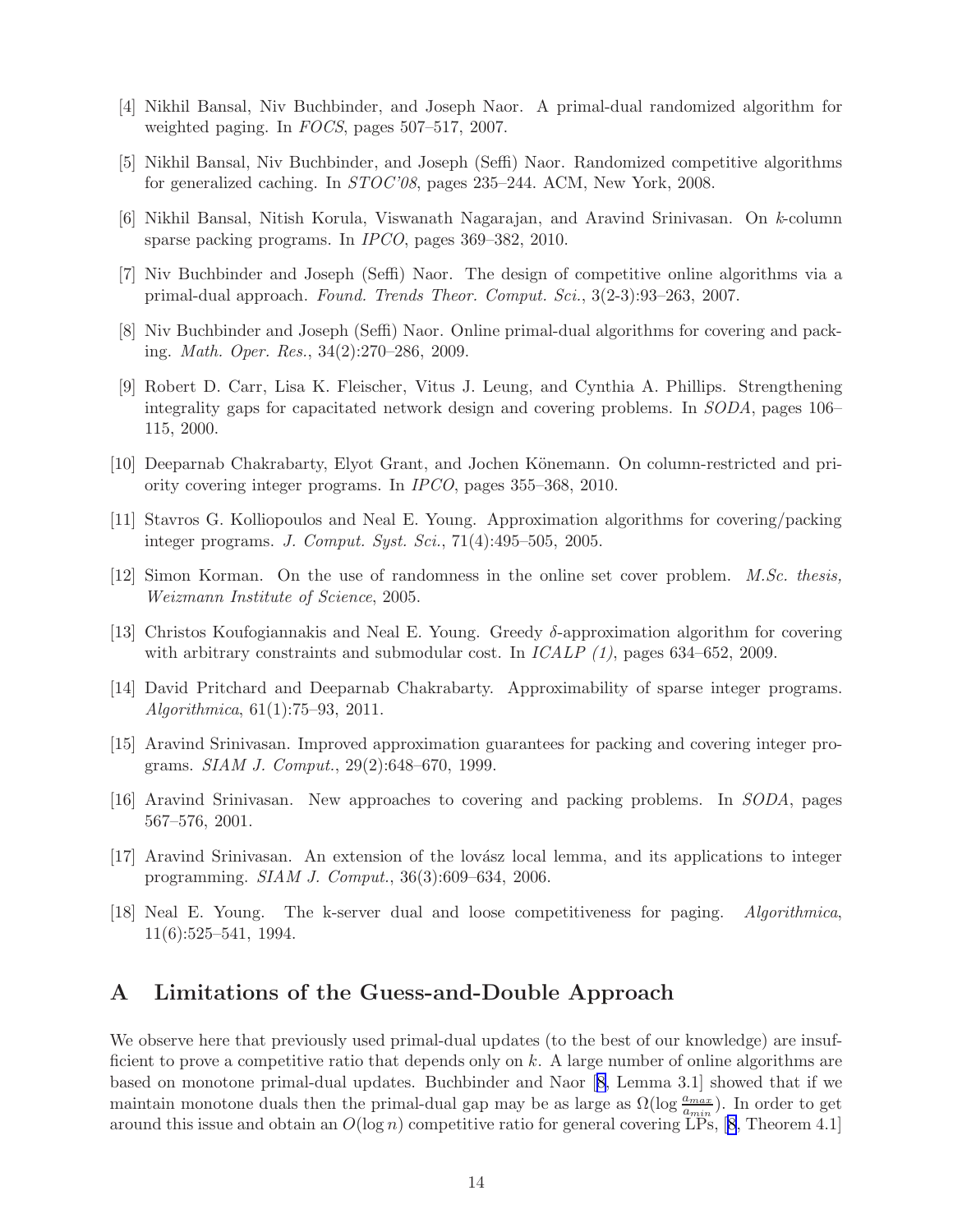[4] Nikhil Bansal, Niv Buchbinder, and Joseph Naor. A primal-dual randomized algorithm for weighted paging. In *FOCS*, pages 507–517, 2007.

[5] Nikhil Bansal, Niv Buchbinder, and Joseph (Seffi) Naor. Randomized competitive algorithms for generalized caching. In *STOC'08*, pages 235–244. ACM, New York, 2008.

[6] Nikhil Bansal, Nitish Korula, Viswanath Nagarajan, and Aravind Srinivasan. On $k$-column sparse packing programs. In *IPCO*, pages 369–382, 2010.

[7] Niv Buchbinder and Joseph (Seffi) Naor. The design of competitive online algorithms via a primal-dual approach. *Found. Trends Theor. Comput. Sci.*, 3(2-3):93–263, 2007.

[8] Niv Buchbinder and Joseph (Seffi) Naor. Online primal-dual algorithms for covering and packing. *Math. Oper. Res.*, 34(2):270–286, 2009.

[9] Robert D. Carr, Lisa K. Fleischer, Vitus J. Leung, and Cynthia A. Phillips. Strengthening integrality gaps for capacitated network design and covering problems. In *SODA*, pages 106–115, 2000.

[10] Deeparnab Chakrabarty, Elyot Grant, and Jochen Könemann. On column-restricted and priority covering integer programs. In *IPCO*, pages 355–368, 2010.

[11] Stavros G. Kolliopoulos and Neal E. Young. Approximation algorithms for covering/packing integer programs. *J. Comput. Syst. Sci.*, 71(4):495–505, 2005.

[12] Simon Korman. On the use of randomness in the online set cover problem. *M.Sc. thesis, Weizmann Institute of Science*, 2005.

[13] Christos Koufogiannakis and Neal E. Young. Greedy $\delta$-approximation algorithm for covering with arbitrary constraints and submodular cost. In *ICALP (1)*, pages 634–652, 2009.

[14] David Pritchard and Deeparnab Chakrabarty. Approximability of sparse integer programs. *Algorithmica*, 61(1):75–93, 2011.

[15] Aravind Srinivasan. Improved approximation guarantees for packing and covering integer programs. *SIAM J. Comput.*, 29(2):648–670, 1999.

[16] Aravind Srinivasan. New approaches to covering and packing problems. In *SODA*, pages 567–576, 2001.

[17] Aravind Srinivasan. An extension of the lovász local lemma, and its applications to integer programming. *SIAM J. Comput.*, 36(3):609–634, 2006.

[18] Neal E. Young. The k-server dual and loose competitiveness for paging. *Algorithmica*, 11(6):525–541, 1994.

# A Limitations of the Guess-and-Double Approach

We observe here that previously used primal-dual updates (to the best of our knowledge) are insufficient to prove a competitive ratio that depends only on $k$. A large number of online algorithms are based on monotone primal-dual updates. Buchbinder and Naor [8, Lemma 3.1] showed that if we maintain monotone duals then the primal-dual gap may be as large as $\Omega(\log \frac{a_{max}}{a_{min}})$. In order to get around this issue and obtain an $O(\log n)$ competitive ratio for general covering LPs, [8, Theorem 4.1]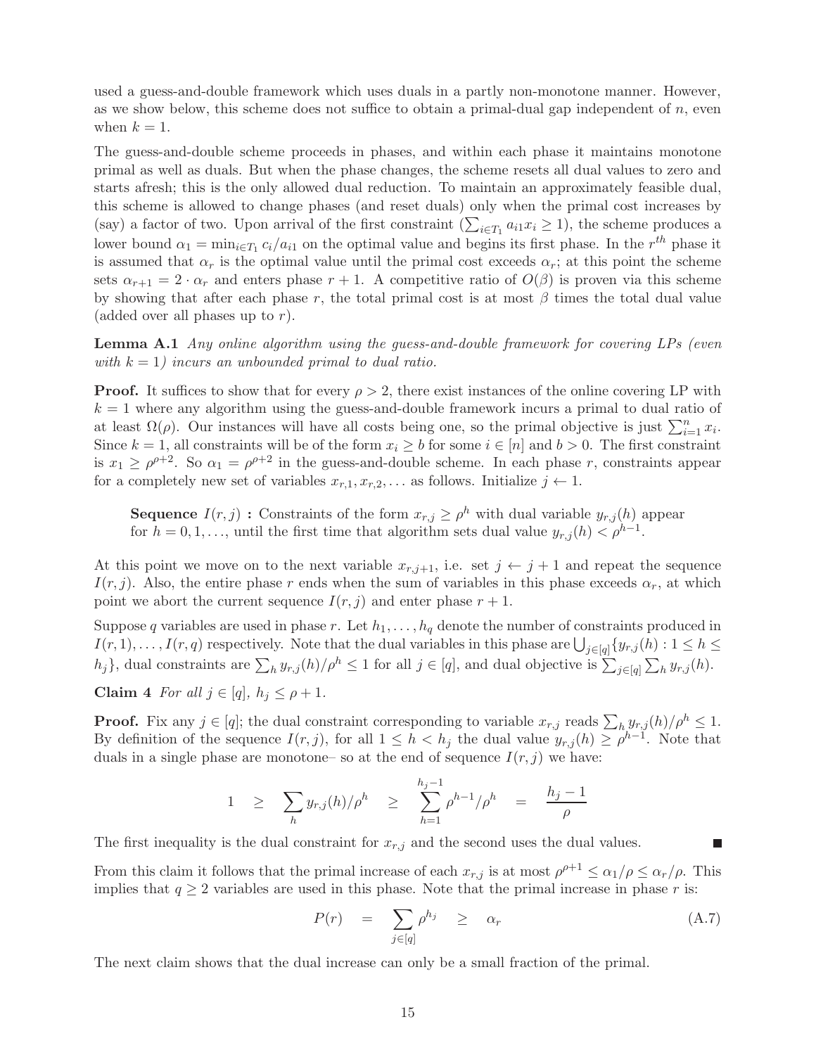used a guess-and-double framework which uses duals in a partly non-monotone manner. However, as we show below, this scheme does not suffice to obtain a primal-dual gap independent of $n$, even when $k = 1$.

The guess-and-double scheme proceeds in phases, and within each phase it maintains monotone primal as well as duals. But when the phase changes, the scheme resets all dual values to zero and starts afresh; this is the only allowed dual reduction. To maintain an approximately feasible dual, this scheme is allowed to change phases (and reset duals) only when the primal cost increases by (say) a factor of two. Upon arrival of the first constraint ($\sum_{i \in T_1} a_{i1} x_i \geq 1$), the scheme produces a lower bound $\alpha_1 = \min_{i \in T_1} c_i / a_{i1}$ on the optimal value and begins its first phase. In the $r^{th}$ phase it is assumed that $\alpha_r$ is the optimal value until the primal cost exceeds $\alpha_r$; at this point the scheme sets $\alpha_{r+1} = 2 \cdot \alpha_r$ and enters phase $r + 1$. A competitive ratio of $O(\beta)$ is proven via this scheme by showing that after each phase $r$, the total primal cost is at most $\beta$ times the total dual value (added over all phases up to $r$).

**Lemma A.1** *Any online algorithm using the guess-and-double framework for covering LPs (even with $k = 1$) incurs an unbounded primal to dual ratio.*

**Proof.** It suffices to show that for every $\rho > 2$, there exist instances of the online covering LP with $k = 1$ where any algorithm using the guess-and-double framework incurs a primal to dual ratio of at least $\Omega(\rho)$. Our instances will have all costs being one, so the primal objective is just $\sum_{i=1}^{n} x_i$. Since $k = 1$, all constraints will be of the form $x_i \geq b$ for some $i \in [n]$ and $b > 0$. The first constraint is $x_1 \geq \rho^{\rho+2}$. So $\alpha_1 = \rho^{\rho+2}$ in the guess-and-double scheme. In each phase $r$, constraints appear for a completely new set of variables $x_{r,1}, x_{r,2}, \ldots$ as follows. Initialize $j \leftarrow 1$.

> **Sequence $I(r, j)$ :** Constraints of the form $x_{r,j} \geq \rho^h$ with dual variable $y_{r,j}(h)$ appear for $h = 0, 1, \ldots,$ until the first time that algorithm sets dual value $y_{r,j}(h) < \rho^{h-1}$.

At this point we move on to the next variable $x_{r,j+1}$, i.e. set $j \leftarrow j + 1$ and repeat the sequence $I(r, j)$. Also, the entire phase $r$ ends when the sum of variables in this phase exceeds $\alpha_r$, at which point we abort the current sequence $I(r, j)$ and enter phase $r + 1$.

Suppose $q$ variables are used in phase $r$. Let $h_1, \ldots, h_q$ denote the number of constraints produced in $I(r, 1), \ldots, I(r, q)$ respectively. Note that the dual variables in this phase are $\bigcup_{j \in [q]} \{y_{r,j}(h) : 1 \leq h \leq h_j\}$, dual constraints are $\sum_h y_{r,j}(h)/\rho^h \leq 1$ for all $j \in [q]$, and dual objective is $\sum_{j \in [q]} \sum_h y_{r,j}(h)$.

**Claim 4** *For all $j \in [q]$, $h_j \leq \rho + 1$.*

**Proof.** Fix any $j \in [q]$; the dual constraint corresponding to variable $x_{r,j}$ reads $\sum_h y_{r,j}(h)/\rho^h \leq 1$. By definition of the sequence $I(r, j)$, for all $1 \leq h < h_j$ the dual value $y_{r,j}(h) \geq \rho^{h-1}$. Note that duals in a single phase are monotone– so at the end of sequence $I(r, j)$ we have:

$$1 \quad \geq \quad \sum_h y_{r,j}(h)/\rho^h \quad \geq \quad \sum_{h=1}^{h_j - 1} \rho^{h-1}/\rho^h \quad = \quad \frac{h_j - 1}{\rho}$$

The first inequality is the dual constraint for $x_{r,j}$ and the second uses the dual values. ∎

From this claim it follows that the primal increase of each $x_{r,j}$ is at most $\rho^{\rho+1} \leq \alpha_1/\rho \leq \alpha_r/\rho$. This implies that $q \geq 2$ variables are used in this phase. Note that the primal increase in phase $r$ is:

$$P(r) \quad = \quad \sum_{j \in [q]} \rho^{h_j} \quad \geq \quad \alpha_r \tag{A.7}$$

The next claim shows that the dual increase can only be a small fraction of the primal.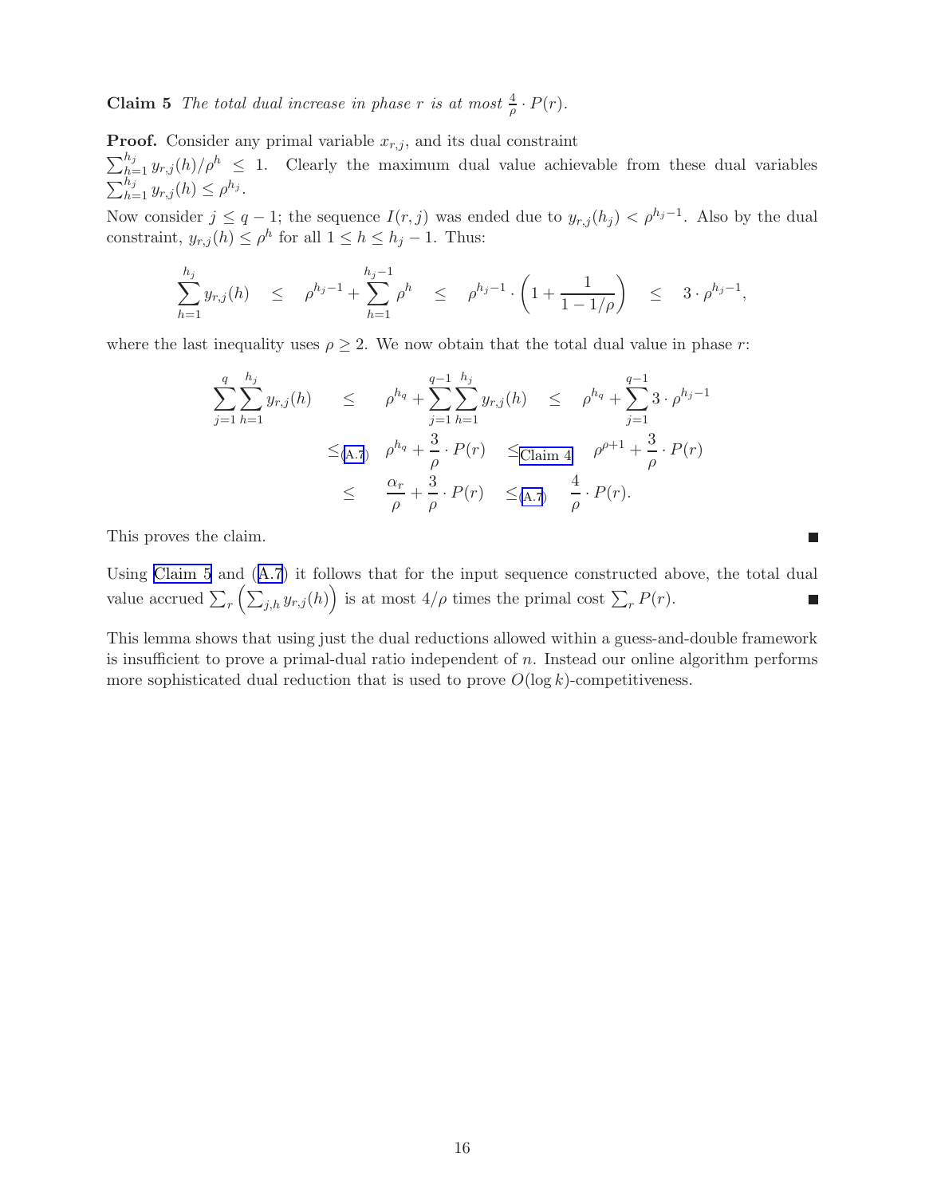**Claim 5** *The total dual increase in phase $r$ is at most $\frac{4}{\rho} \cdot P(r)$.*

**Proof.** Consider any primal variable $x_{r,j}$, and its dual constraint $\sum_{h=1}^{h_j} y_{r,j}(h)/\rho^h \leq 1$. Clearly the maximum dual value achievable from these dual variables $\sum_{h=1}^{h_j} y_{r,j}(h) \leq \rho^{h_j}$.

Now consider $j \leq q-1$; the sequence $I(r,j)$ was ended due to $y_{r,j}(h_j) < \rho^{h_j - 1}$. Also by the dual constraint, $y_{r,j}(h) \leq \rho^h$ for all $1 \leq h \leq h_j - 1$. Thus:

$$\sum_{h=1}^{h_j} y_{r,j}(h) \quad \leq \quad \rho^{h_j-1} + \sum_{h=1}^{h_j-1} \rho^h \quad \leq \quad \rho^{h_j-1} \cdot \left(1 + \frac{1}{1-1/\rho}\right) \quad \leq \quad 3 \cdot \rho^{h_j-1},$$

where the last inequality uses $\rho \geq 2$. We now obtain that the total dual value in phase $r$:

$$\begin{aligned}
\sum_{j=1}^{q} \sum_{h=1}^{h_j} y_{r,j}(h) \quad &\leq \quad \rho^{h_q} + \sum_{j=1}^{q-1} \sum_{h=1}^{h_j} y_{r,j}(h) \quad \leq \quad \rho^{h_q} + \sum_{j=1}^{q-1} 3 \cdot \rho^{h_j-1} \\
&\leq_{(A.7)} \quad \rho^{h_q} + \frac{3}{\rho} \cdot P(r) \quad \leq_{\text{Claim 4}} \quad \rho^{\rho+1} + \frac{3}{\rho} \cdot P(r) \\
&\leq \quad \frac{\alpha_r}{\rho} + \frac{3}{\rho} \cdot P(r) \quad \leq_{(A.7)} \quad \frac{4}{\rho} \cdot P(r).
\end{aligned}$$

This proves the claim. ■

Using Claim 5 and (A.7) it follows that for the input sequence constructed above, the total dual value accrued $\sum_r \left(\sum_{j,h} y_{r,j}(h)\right)$ is at most $4/\rho$ times the primal cost $\sum_r P(r)$. ■

This lemma shows that using just the dual reductions allowed within a guess-and-double framework is insufficient to prove a primal-dual ratio independent of $n$. Instead our online algorithm performs more sophisticated dual reduction that is used to prove $O(\log k)$-competitiveness.